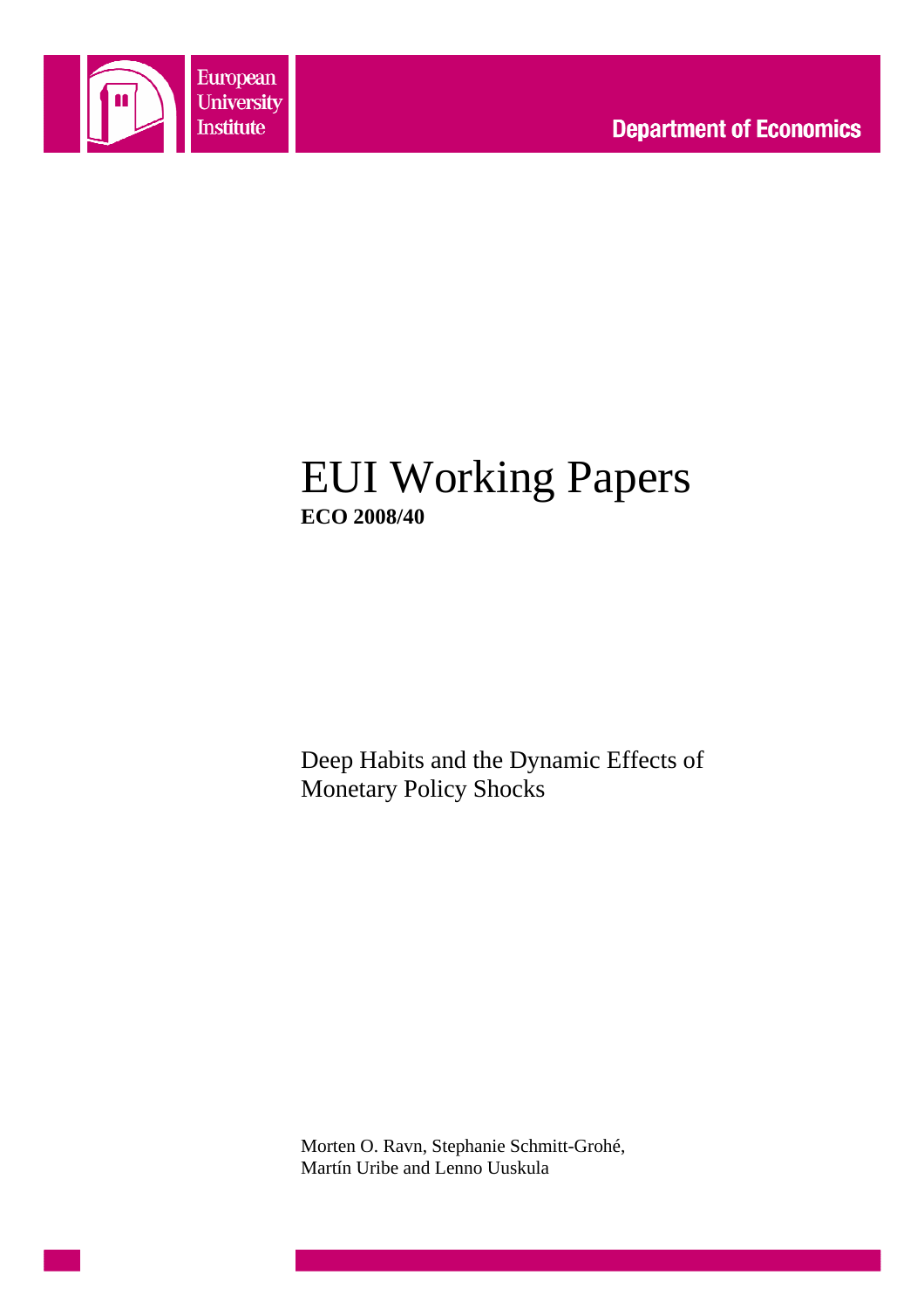European University Institute

**Department of Economics**

# EUI Working Papers

**ECO 2008/40**

Deep Habits and the Dynamic Effects of Monetary Policy Shocks

Morten O. Ravn, Stephanie Schmitt-Grohé, Martín Uribe and Lenno Uuskula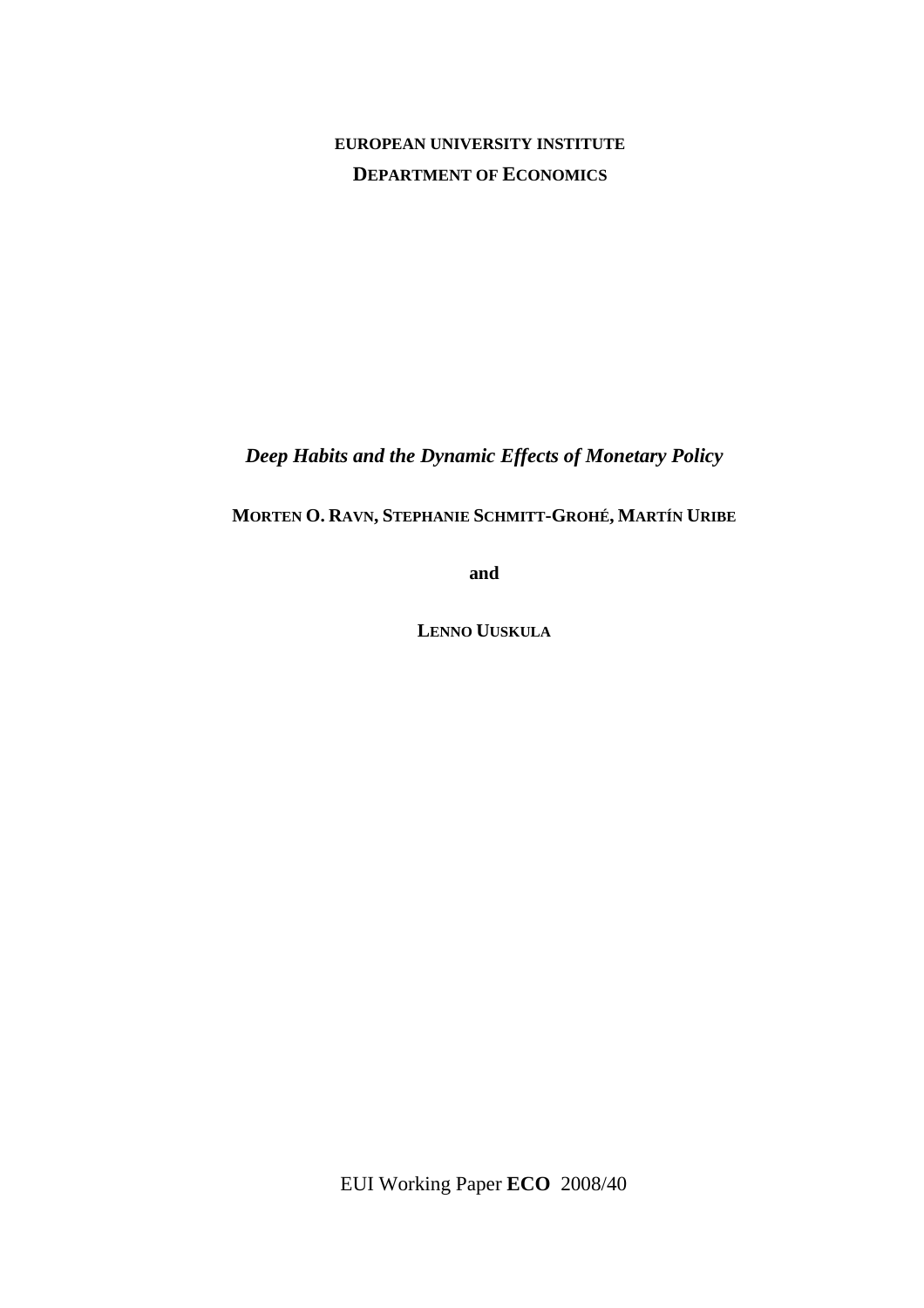**EUROPEAN UNIVERSITY INSTITUTE**

**DEPARTMENT OF ECONOMICS**

***Deep Habits and the Dynamic Effects of Monetary Policy***

**MORTEN O. RAVN, STEPHANIE SCHMITT-GROHÉ, MARTÍN URIBE**

**and**

**LENNO UUSKULA**

EUI Working Paper **ECO** 2008/40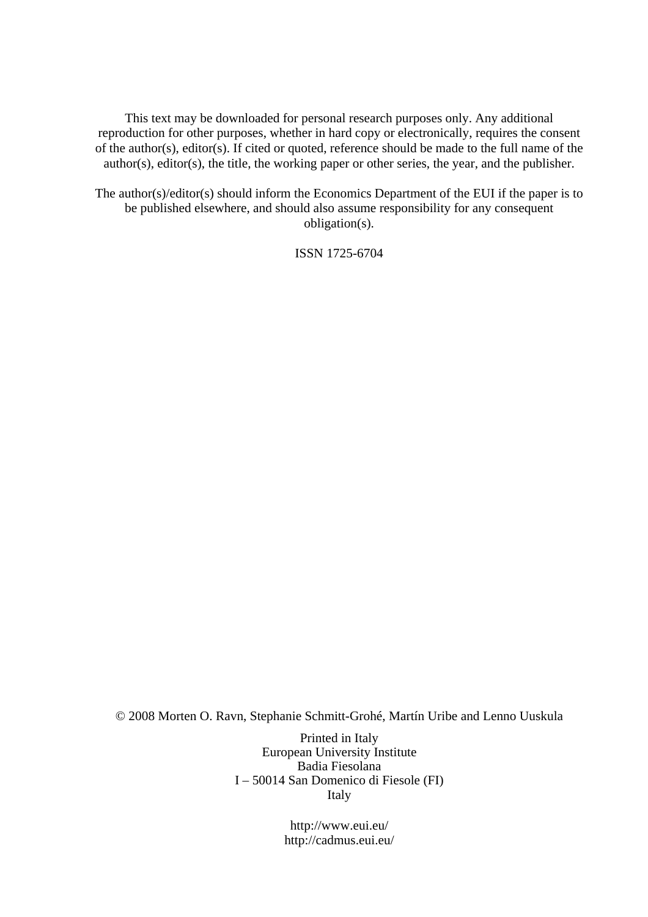This text may be downloaded for personal research purposes only. Any additional reproduction for other purposes, whether in hard copy or electronically, requires the consent of the author(s), editor(s). If cited or quoted, reference should be made to the full name of the author(s), editor(s), the title, the working paper or other series, the year, and the publisher.

The author(s)/editor(s) should inform the Economics Department of the EUI if the paper is to be published elsewhere, and should also assume responsibility for any consequent obligation(s).

ISSN 1725-6704

© 2008 Morten O. Ravn, Stephanie Schmitt-Grohé, Martín Uribe and Lenno Uuskula

Printed in Italy
European University Institute
Badia Fiesolana
I – 50014 San Domenico di Fiesole (FI)
Italy

http://www.eui.eu/
http://cadmus.eui.eu/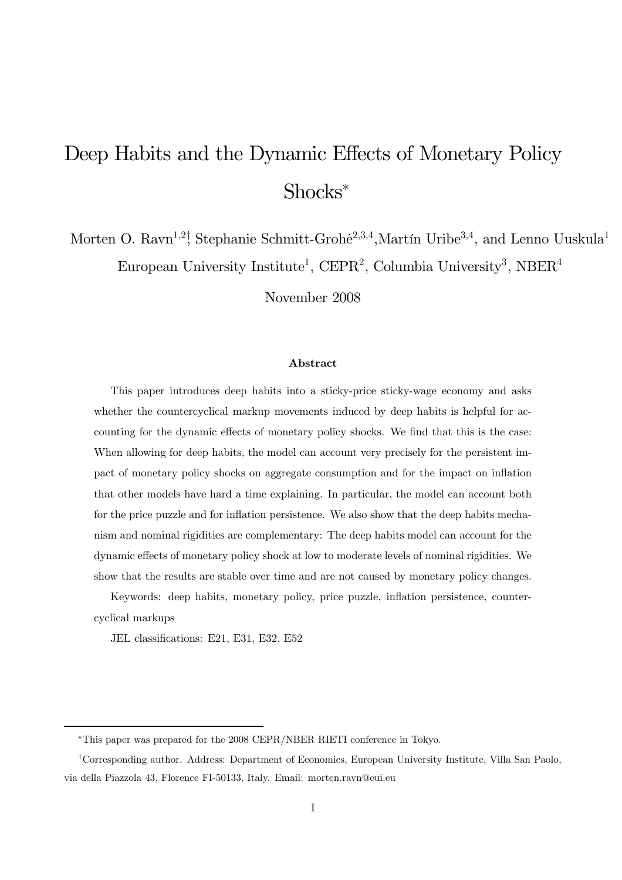# Deep Habits and the Dynamic Effects of Monetary Policy Shocks*

Morten O. Ravn[1,2]†, Stephanie Schmitt-Grohé[2,3,4], Martín Uribe[3,4], and Lenno Uuskula[1]

European University Institute[1], CEPR[2], Columbia University[3], NBER[4]

November 2008

### Abstract

This paper introduces deep habits into a sticky-price sticky-wage economy and asks whether the countercyclical markup movements induced by deep habits is helpful for accounting for the dynamic effects of monetary policy shocks. We find that this is the case: When allowing for deep habits, the model can account very precisely for the persistent impact of monetary policy shocks on aggregate consumption and for the impact on inflation that other models have hard a time explaining. In particular, the model can account both for the price puzzle and for inflation persistence. We also show that the deep habits mechanism and nominal rigidities are complementary: The deep habits model can account for the dynamic effects of monetary policy shock at low to moderate levels of nominal rigidities. We show that the results are stable over time and are not caused by monetary policy changes.

Keywords: deep habits, monetary policy, price puzzle, inflation persistence, countercyclical markups

JEL classifications: E21, E31, E32, E52

---

*This paper was prepared for the 2008 CEPR/NBER RIETI conference in Tokyo.

†Corresponding author. Address: Department of Economics, European University Institute, Villa San Paolo, via della Piazzola 43, Florence FI-50133, Italy. Email: morten.ravn@eui.eu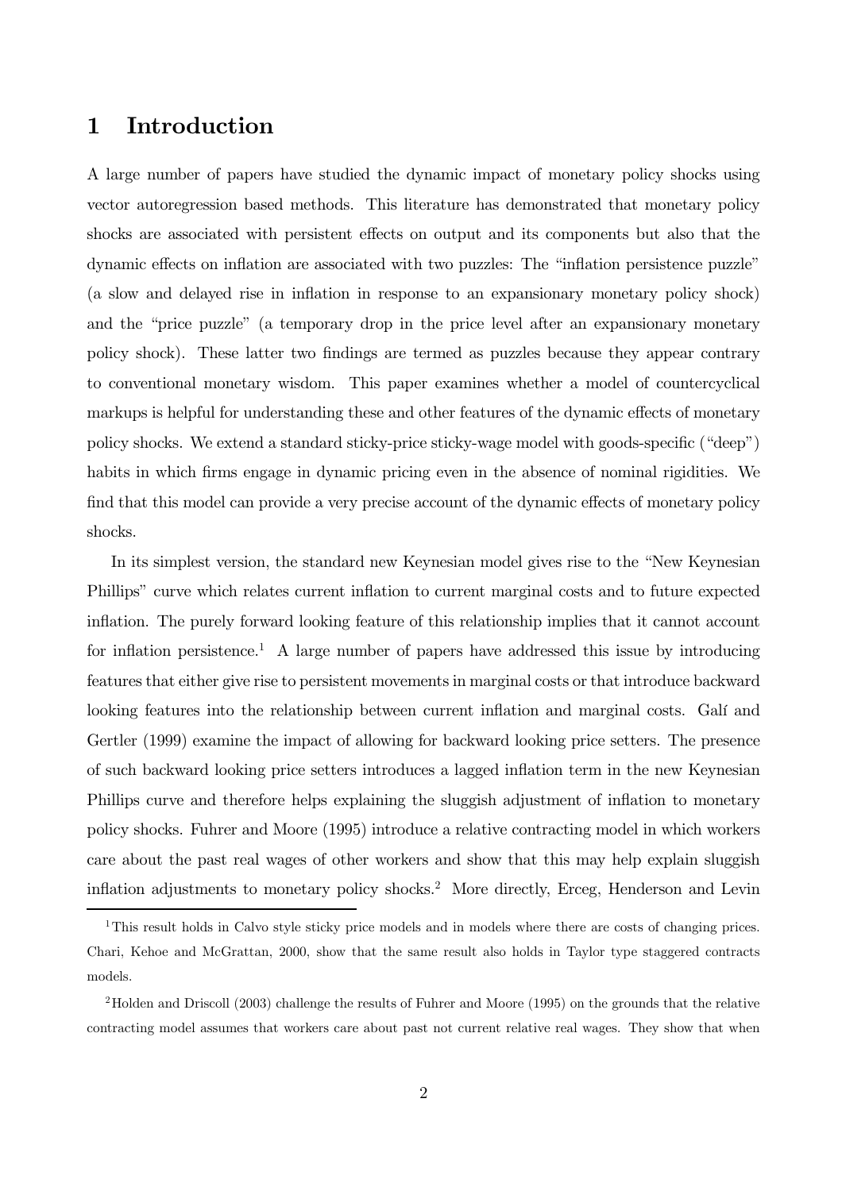# 1 Introduction

A large number of papers have studied the dynamic impact of monetary policy shocks using vector autoregression based methods. This literature has demonstrated that monetary policy shocks are associated with persistent effects on output and its components but also that the dynamic effects on inflation are associated with two puzzles: The "inflation persistence puzzle" (a slow and delayed rise in inflation in response to an expansionary monetary policy shock) and the "price puzzle" (a temporary drop in the price level after an expansionary monetary policy shock). These latter two findings are termed as puzzles because they appear contrary to conventional monetary wisdom. This paper examines whether a model of countercyclical markups is helpful for understanding these and other features of the dynamic effects of monetary policy shocks. We extend a standard sticky-price sticky-wage model with goods-specific ("deep") habits in which firms engage in dynamic pricing even in the absence of nominal rigidities. We find that this model can provide a very precise account of the dynamic effects of monetary policy shocks.

In its simplest version, the standard new Keynesian model gives rise to the "New Keynesian Phillips" curve which relates current inflation to current marginal costs and to future expected inflation. The purely forward looking feature of this relationship implies that it cannot account for inflation persistence.[1] A large number of papers have addressed this issue by introducing features that either give rise to persistent movements in marginal costs or that introduce backward looking features into the relationship between current inflation and marginal costs. Galí and Gertler (1999) examine the impact of allowing for backward looking price setters. The presence of such backward looking price setters introduces a lagged inflation term in the new Keynesian Phillips curve and therefore helps explaining the sluggish adjustment of inflation to monetary policy shocks. Fuhrer and Moore (1995) introduce a relative contracting model in which workers care about the past real wages of other workers and show that this may help explain sluggish inflation adjustments to monetary policy shocks.[2] More directly, Erceg, Henderson and Levin

[1] This result holds in Calvo style sticky price models and in models where there are costs of changing prices. Chari, Kehoe and McGrattan, 2000, show that the same result also holds in Taylor type staggered contracts models.

[2] Holden and Driscoll (2003) challenge the results of Fuhrer and Moore (1995) on the grounds that the relative contracting model assumes that workers care about past not current relative real wages. They show that when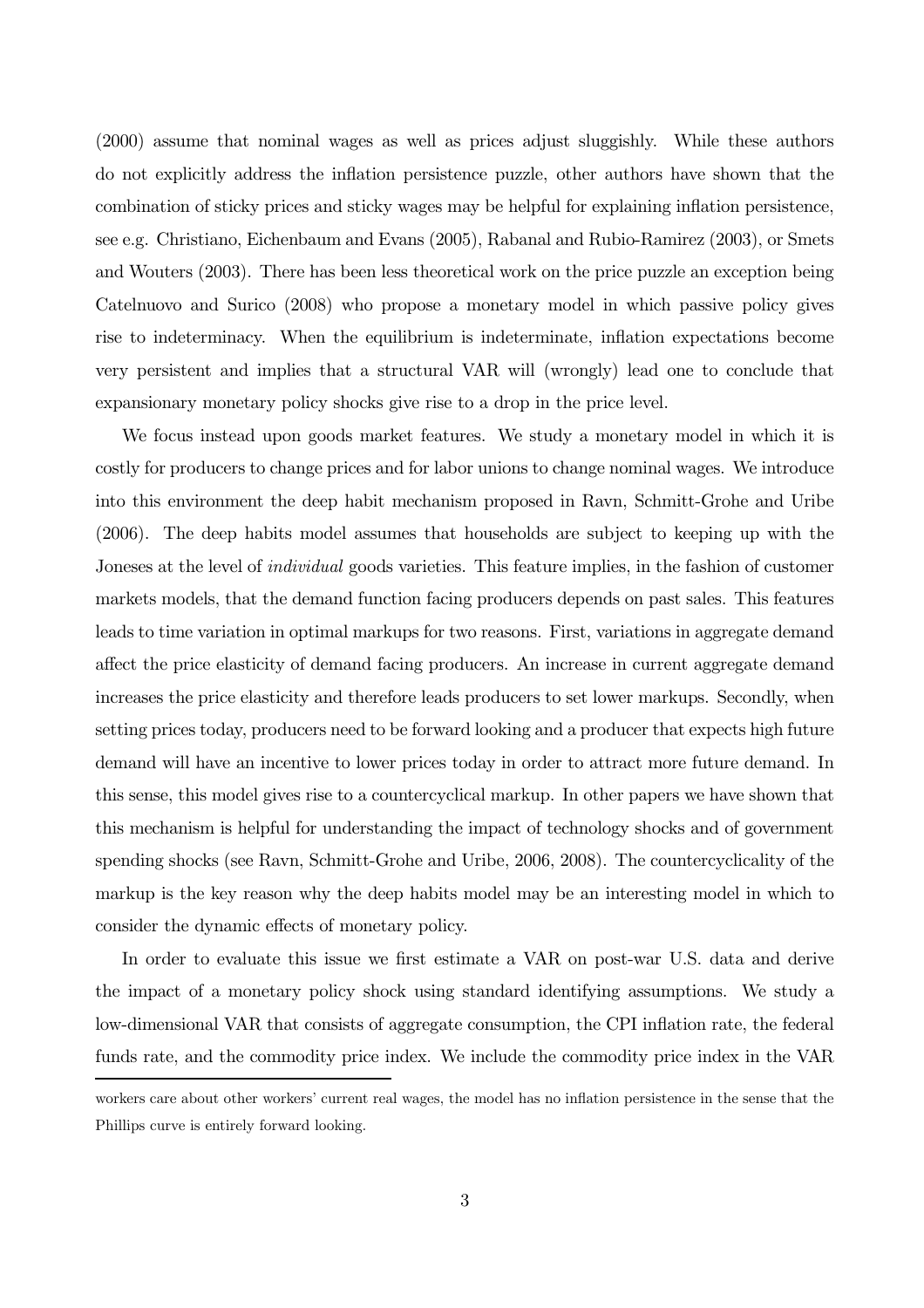(2000) assume that nominal wages as well as prices adjust sluggishly. While these authors do not explicitly address the inflation persistence puzzle, other authors have shown that the combination of sticky prices and sticky wages may be helpful for explaining inflation persistence, see e.g. Christiano, Eichenbaum and Evans (2005), Rabanal and Rubio-Ramirez (2003), or Smets and Wouters (2003). There has been less theoretical work on the price puzzle an exception being Catelnuovo and Surico (2008) who propose a monetary model in which passive policy gives rise to indeterminacy. When the equilibrium is indeterminate, inflation expectations become very persistent and implies that a structural VAR will (wrongly) lead one to conclude that expansionary monetary policy shocks give rise to a drop in the price level.

We focus instead upon goods market features. We study a monetary model in which it is costly for producers to change prices and for labor unions to change nominal wages. We introduce into this environment the deep habit mechanism proposed in Ravn, Schmitt-Grohe and Uribe (2006). The deep habits model assumes that households are subject to keeping up with the Joneses at the level of *individual* goods varieties. This feature implies, in the fashion of customer markets models, that the demand function facing producers depends on past sales. This features leads to time variation in optimal markups for two reasons. First, variations in aggregate demand affect the price elasticity of demand facing producers. An increase in current aggregate demand increases the price elasticity and therefore leads producers to set lower markups. Secondly, when setting prices today, producers need to be forward looking and a producer that expects high future demand will have an incentive to lower prices today in order to attract more future demand. In this sense, this model gives rise to a countercyclical markup. In other papers we have shown that this mechanism is helpful for understanding the impact of technology shocks and of government spending shocks (see Ravn, Schmitt-Grohe and Uribe, 2006, 2008). The countercyclicality of the markup is the key reason why the deep habits model may be an interesting model in which to consider the dynamic effects of monetary policy.

In order to evaluate this issue we first estimate a VAR on post-war U.S. data and derive the impact of a monetary policy shock using standard identifying assumptions. We study a low-dimensional VAR that consists of aggregate consumption, the CPI inflation rate, the federal funds rate, and the commodity price index. We include the commodity price index in the VAR

workers care about other workers' current real wages, the model has no inflation persistence in the sense that the Phillips curve is entirely forward looking.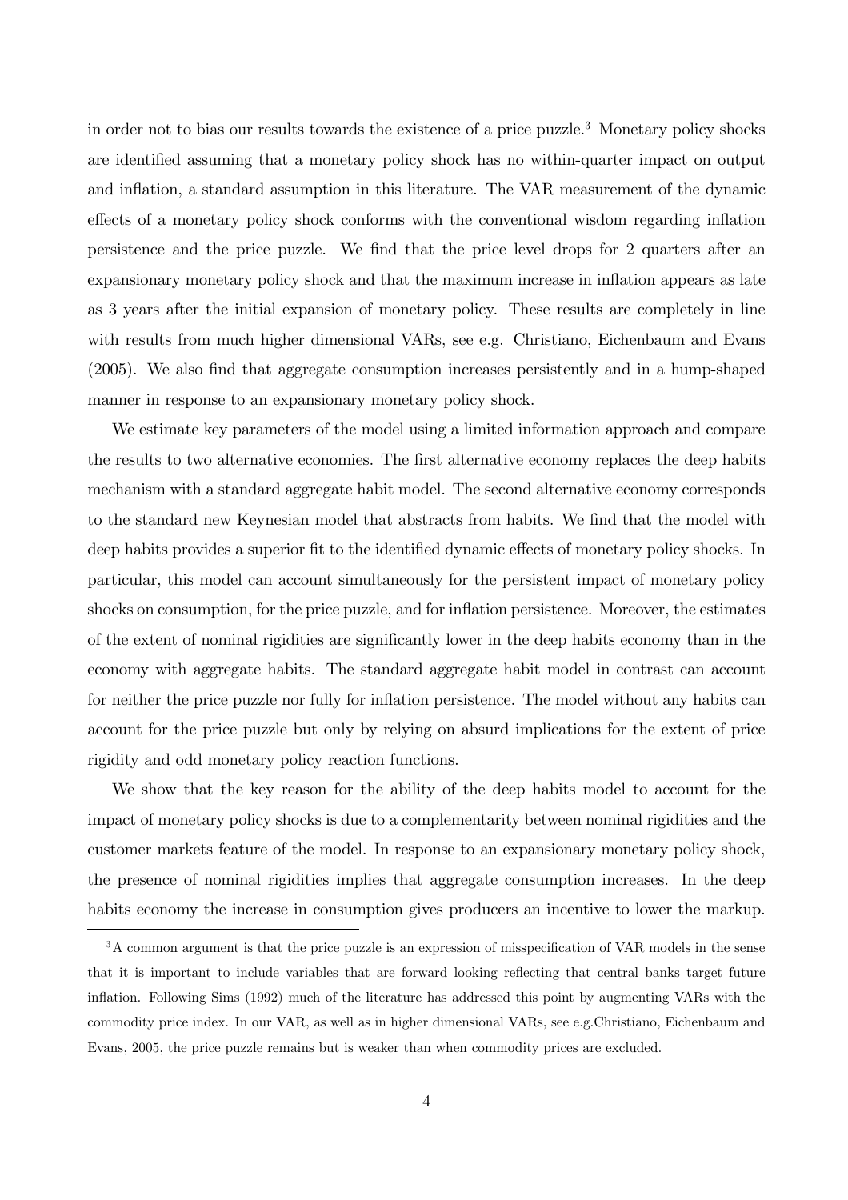in order not to bias our results towards the existence of a price puzzle.[3] Monetary policy shocks are identified assuming that a monetary policy shock has no within-quarter impact on output and inflation, a standard assumption in this literature. The VAR measurement of the dynamic effects of a monetary policy shock conforms with the conventional wisdom regarding inflation persistence and the price puzzle. We find that the price level drops for 2 quarters after an expansionary monetary policy shock and that the maximum increase in inflation appears as late as 3 years after the initial expansion of monetary policy. These results are completely in line with results from much higher dimensional VARs, see e.g. Christiano, Eichenbaum and Evans (2005). We also find that aggregate consumption increases persistently and in a hump-shaped manner in response to an expansionary monetary policy shock.

We estimate key parameters of the model using a limited information approach and compare the results to two alternative economies. The first alternative economy replaces the deep habits mechanism with a standard aggregate habit model. The second alternative economy corresponds to the standard new Keynesian model that abstracts from habits. We find that the model with deep habits provides a superior fit to the identified dynamic effects of monetary policy shocks. In particular, this model can account simultaneously for the persistent impact of monetary policy shocks on consumption, for the price puzzle, and for inflation persistence. Moreover, the estimates of the extent of nominal rigidities are significantly lower in the deep habits economy than in the economy with aggregate habits. The standard aggregate habit model in contrast can account for neither the price puzzle nor fully for inflation persistence. The model without any habits can account for the price puzzle but only by relying on absurd implications for the extent of price rigidity and odd monetary policy reaction functions.

We show that the key reason for the ability of the deep habits model to account for the impact of monetary policy shocks is due to a complementarity between nominal rigidities and the customer markets feature of the model. In response to an expansionary monetary policy shock, the presence of nominal rigidities implies that aggregate consumption increases. In the deep habits economy the increase in consumption gives producers an incentive to lower the markup.

[3] A common argument is that the price puzzle is an expression of misspecification of VAR models in the sense that it is important to include variables that are forward looking reflecting that central banks target future inflation. Following Sims (1992) much of the literature has addressed this point by augmenting VARs with the commodity price index. In our VAR, as well as in higher dimensional VARs, see e.g.Christiano, Eichenbaum and Evans, 2005, the price puzzle remains but is weaker than when commodity prices are excluded.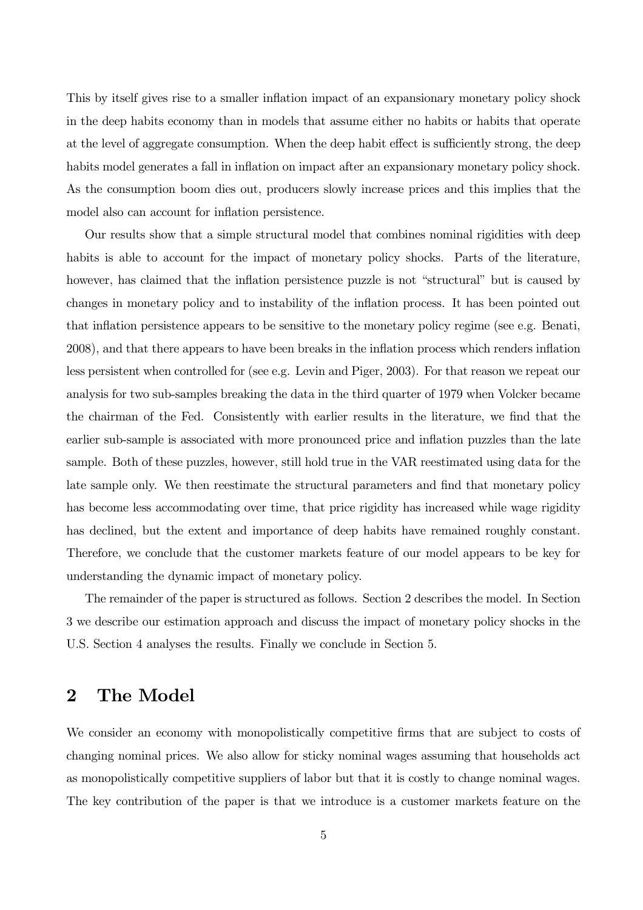This by itself gives rise to a smaller inflation impact of an expansionary monetary policy shock in the deep habits economy than in models that assume either no habits or habits that operate at the level of aggregate consumption. When the deep habit effect is sufficiently strong, the deep habits model generates a fall in inflation on impact after an expansionary monetary policy shock. As the consumption boom dies out, producers slowly increase prices and this implies that the model also can account for inflation persistence.

Our results show that a simple structural model that combines nominal rigidities with deep habits is able to account for the impact of monetary policy shocks. Parts of the literature, however, has claimed that the inflation persistence puzzle is not "structural" but is caused by changes in monetary policy and to instability of the inflation process. It has been pointed out that inflation persistence appears to be sensitive to the monetary policy regime (see e.g. Benati, 2008), and that there appears to have been breaks in the inflation process which renders inflation less persistent when controlled for (see e.g. Levin and Piger, 2003). For that reason we repeat our analysis for two sub-samples breaking the data in the third quarter of 1979 when Volcker became the chairman of the Fed. Consistently with earlier results in the literature, we find that the earlier sub-sample is associated with more pronounced price and inflation puzzles than the late sample. Both of these puzzles, however, still hold true in the VAR reestimated using data for the late sample only. We then reestimate the structural parameters and find that monetary policy has become less accommodating over time, that price rigidity has increased while wage rigidity has declined, but the extent and importance of deep habits have remained roughly constant. Therefore, we conclude that the customer markets feature of our model appears to be key for understanding the dynamic impact of monetary policy.

The remainder of the paper is structured as follows. Section 2 describes the model. In Section 3 we describe our estimation approach and discuss the impact of monetary policy shocks in the U.S. Section 4 analyses the results. Finally we conclude in Section 5.

# 2 The Model

We consider an economy with monopolistically competitive firms that are subject to costs of changing nominal prices. We also allow for sticky nominal wages assuming that households act as monopolistically competitive suppliers of labor but that it is costly to change nominal wages. The key contribution of the paper is that we introduce is a customer markets feature on the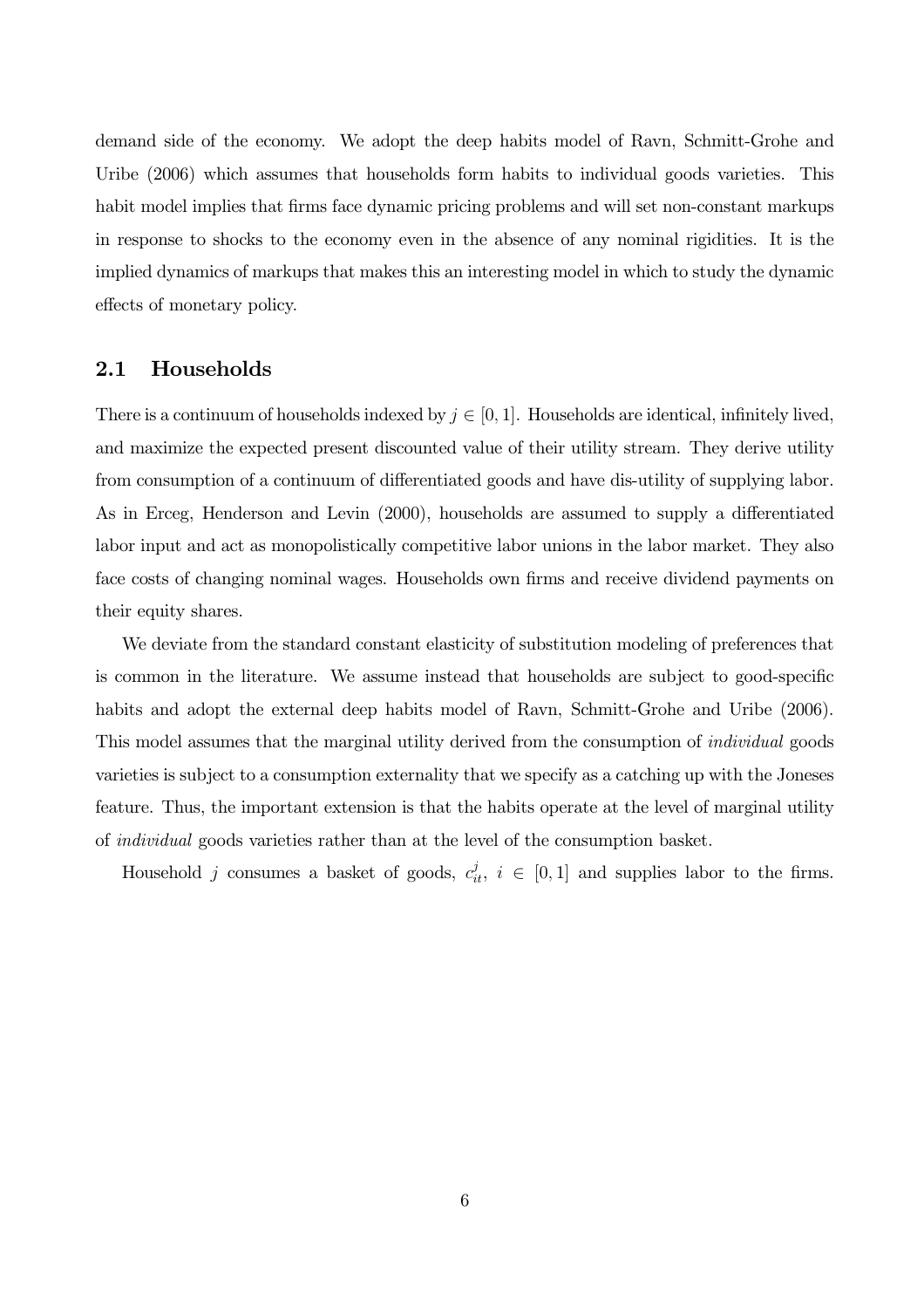demand side of the economy. We adopt the deep habits model of Ravn, Schmitt-Grohe and Uribe (2006) which assumes that households form habits to individual goods varieties. This habit model implies that firms face dynamic pricing problems and will set non-constant markups in response to shocks to the economy even in the absence of any nominal rigidities. It is the implied dynamics of markups that makes this an interesting model in which to study the dynamic effects of monetary policy.

## 2.1 Households

There is a continuum of households indexed by $j \in [0, 1]$. Households are identical, infinitely lived, and maximize the expected present discounted value of their utility stream. They derive utility from consumption of a continuum of differentiated goods and have dis-utility of supplying labor. As in Erceg, Henderson and Levin (2000), households are assumed to supply a differentiated labor input and act as monopolistically competitive labor unions in the labor market. They also face costs of changing nominal wages. Households own firms and receive dividend payments on their equity shares.

We deviate from the standard constant elasticity of substitution modeling of preferences that is common in the literature. We assume instead that households are subject to good-specific habits and adopt the external deep habits model of Ravn, Schmitt-Grohe and Uribe (2006). This model assumes that the marginal utility derived from the consumption of *individual* goods varieties is subject to a consumption externality that we specify as a catching up with the Joneses feature. Thus, the important extension is that the habits operate at the level of marginal utility of *individual* goods varieties rather than at the level of the consumption basket.

Household $j$ consumes a basket of goods, $c^j_{it}$, $i \in [0, 1]$ and supplies labor to the firms.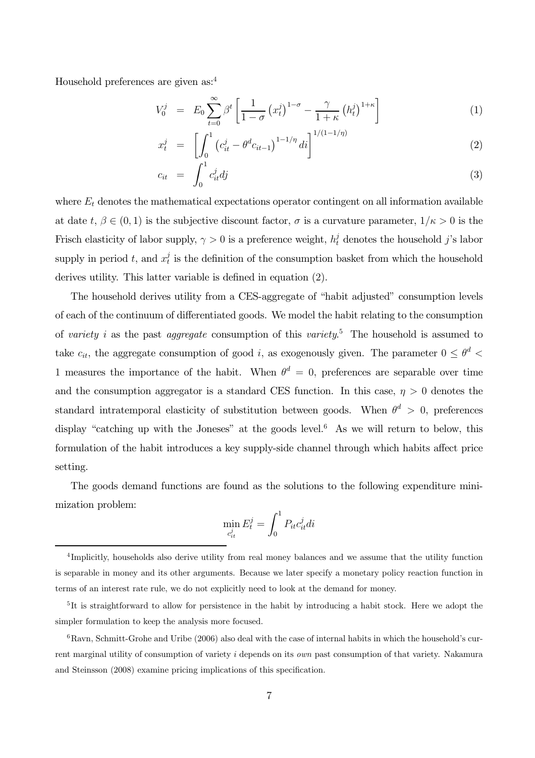Household preferences are given as:[4]

$$V_0^j = E_0 \sum_{t=0}^{\infty} \beta^t \left[ \frac{1}{1-\sigma} \left(x_t^j\right)^{1-\sigma} - \frac{\gamma}{1+\kappa} \left(h_t^j\right)^{1+\kappa} \right] \tag{1}$$

$$x_t^j = \left[ \int_0^1 \left(c_{it}^j - \theta^d c_{it-1}\right)^{1-1/\eta} di \right]^{1/(1-1/\eta)} \tag{2}$$

$$c_{it} = \int_0^1 c_{it}^j dj \tag{3}$$

where $E_t$ denotes the mathematical expectations operator contingent on all information available at date $t$, $\beta \in (0,1)$ is the subjective discount factor, $\sigma$ is a curvature parameter, $1/\kappa > 0$ is the Frisch elasticity of labor supply, $\gamma > 0$ is a preference weight, $h_t^j$ denotes the household $j$'s labor supply in period $t$, and $x_t^j$ is the definition of the consumption basket from which the household derives utility. This latter variable is defined in equation (2).

The household derives utility from a CES-aggregate of "habit adjusted" consumption levels of each of the continuum of differentiated goods. We model the habit relating to the consumption of *variety* $i$ as the past *aggregate* consumption of this *variety*.[5] The household is assumed to take $c_{it}$, the aggregate consumption of good $i$, as exogenously given. The parameter $0 \leq \theta^d < 1$ measures the importance of the habit. When $\theta^d = 0$, preferences are separable over time and the consumption aggregator is a standard CES function. In this case, $\eta > 0$ denotes the standard intratemporal elasticity of substitution between goods. When $\theta^d > 0$, preferences display "catching up with the Joneses" at the goods level.[6] As we will return to below, this formulation of the habit introduces a key supply-side channel through which habits affect price setting.

The goods demand functions are found as the solutions to the following expenditure minimization problem:

$$\min_{c_{it}^j} E_t^j = \int_0^1 P_{it} c_{it}^j di$$

---

[4] Implicitly, households also derive utility from real money balances and we assume that the utility function is separable in money and its other arguments. Because we later specify a monetary policy reaction function in terms of an interest rate rule, we do not explicitly need to look at the demand for money.

[5] It is straightforward to allow for persistence in the habit by introducing a habit stock. Here we adopt the simpler formulation to keep the analysis more focused.

[6] Ravn, Schmitt-Grohe and Uribe (2006) also deal with the case of internal habits in which the household's current marginal utility of consumption of variety $i$ depends on its *own* past consumption of that variety. Nakamura and Steinsson (2008) examine pricing implications of this specification.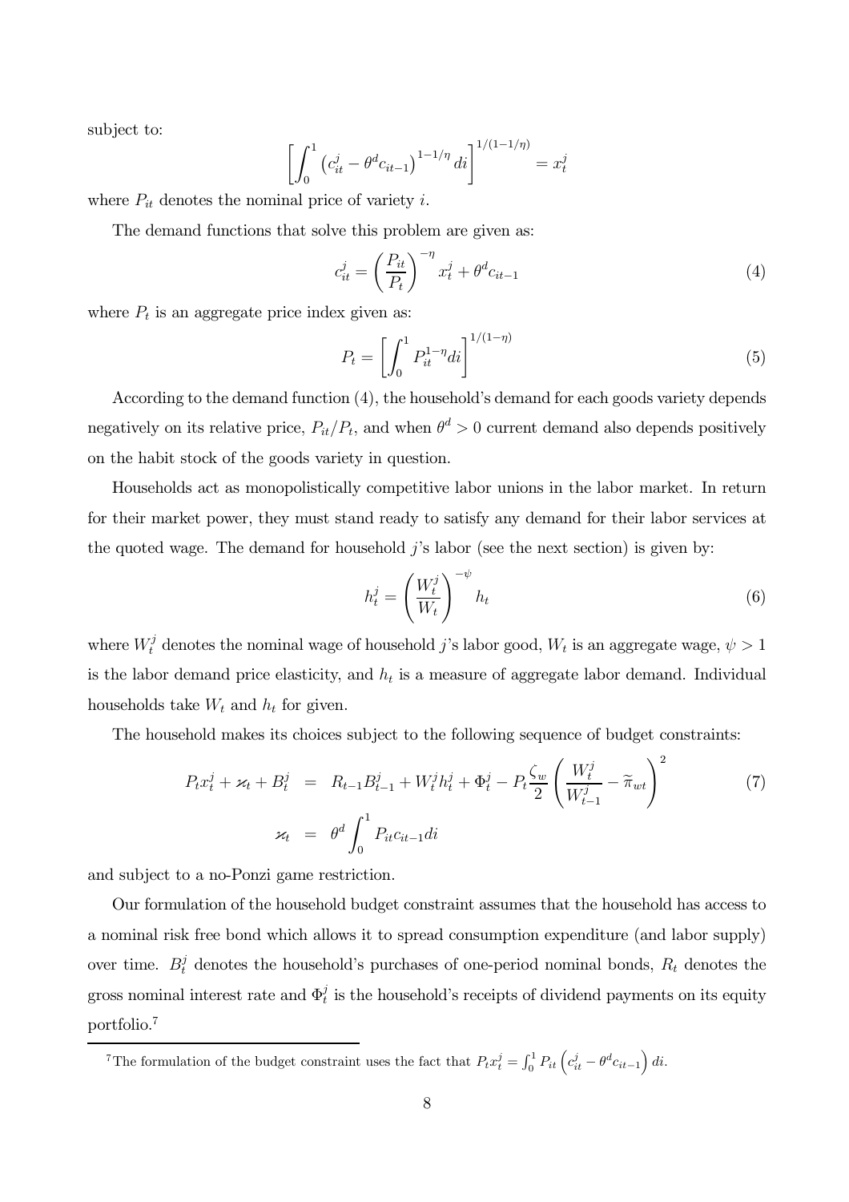subject to:

$$\left[\int_0^1 \left(c_{it}^j - \theta^d c_{it-1}\right)^{1-1/\eta} di\right]^{1/(1-1/\eta)} = x_t^j$$

where $P_{it}$ denotes the nominal price of variety $i$.

The demand functions that solve this problem are given as:

$$c_{it}^j = \left(\frac{P_{it}}{P_t}\right)^{-\eta} x_t^j + \theta^d c_{it-1} \tag{4}$$

where $P_t$ is an aggregate price index given as:

$$P_t = \left[\int_0^1 P_{it}^{1-\eta} di\right]^{1/(1-\eta)} \tag{5}$$

According to the demand function (4), the household's demand for each goods variety depends negatively on its relative price, $P_{it}/P_t$, and when $\theta^d > 0$ current demand also depends positively on the habit stock of the goods variety in question.

Households act as monopolistically competitive labor unions in the labor market. In return for their market power, they must stand ready to satisfy any demand for their labor services at the quoted wage. The demand for household $j$'s labor (see the next section) is given by:

$$h_t^j = \left(\frac{W_t^j}{W_t}\right)^{-\psi} h_t \tag{6}$$

where $W_t^j$ denotes the nominal wage of household $j$'s labor good, $W_t$ is an aggregate wage, $\psi > 1$ is the labor demand price elasticity, and $h_t$ is a measure of aggregate labor demand. Individual households take $W_t$ and $h_t$ for given.

The household makes its choices subject to the following sequence of budget constraints:

$$\begin{aligned} P_t x_t^j + \varkappa_t + B_t^j &= R_{t-1} B_{t-1}^j + W_t^j h_t^j + \Phi_t^j - P_t \frac{\zeta_w}{2}\left(\frac{W_t^j}{W_{t-1}^j} - \widetilde{\pi}_{wt}\right)^2 \\ \varkappa_t &= \theta^d \int_0^1 P_{it} c_{it-1} di \end{aligned} \tag{7}$$

and subject to a no-Ponzi game restriction.

Our formulation of the household budget constraint assumes that the household has access to a nominal risk free bond which allows it to spread consumption expenditure (and labor supply) over time. $B_t^j$ denotes the household's purchases of one-period nominal bonds, $R_t$ denotes the gross nominal interest rate and $\Phi_t^j$ is the household's receipts of dividend payments on its equity portfolio.[7]

[7] The formulation of the budget constraint uses the fact that $P_t x_t^j = \int_0^1 P_{it}\left(c_{it}^j - \theta^d c_{it-1}\right) di$.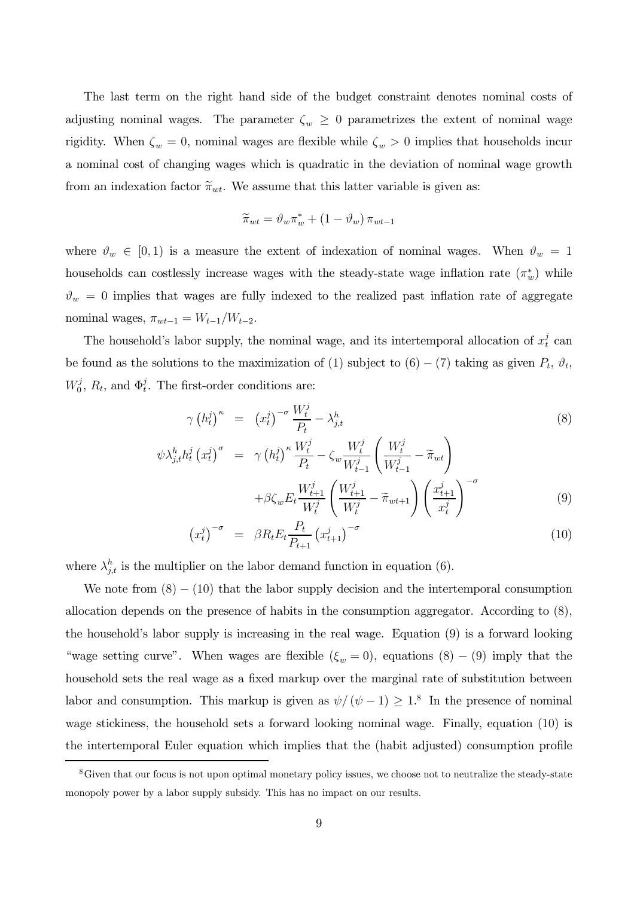The last term on the right hand side of the budget constraint denotes nominal costs of adjusting nominal wages. The parameter $\zeta_w \geq 0$ parametrizes the extent of nominal wage rigidity. When $\zeta_w = 0$, nominal wages are flexible while $\zeta_w > 0$ implies that households incur a nominal cost of changing wages which is quadratic in the deviation of nominal wage growth from an indexation factor $\widetilde{\pi}_{wt}$. We assume that this latter variable is given as:

$$\widetilde{\pi}_{wt} = \vartheta_w \pi_w^* + (1 - \vartheta_w) \pi_{wt-1}$$

where $\vartheta_w \in [0, 1)$ is a measure the extent of indexation of nominal wages. When $\vartheta_w = 1$ households can costlessly increase wages with the steady-state wage inflation rate ($\pi_w^*$) while $\vartheta_w = 0$ implies that wages are fully indexed to the realized past inflation rate of aggregate nominal wages, $\pi_{wt-1} = W_{t-1}/W_{t-2}$.

The household's labor supply, the nominal wage, and its intertemporal allocation of $x_t^j$ can be found as the solutions to the maximization of (1) subject to (6) – (7) taking as given $P_t$, $\vartheta_t$, $W_0^j$, $R_t$, and $\Phi_t^j$. The first-order conditions are:

$$\gamma \left(h_t^j\right)^\kappa = \left(x_t^j\right)^{-\sigma} \frac{W_t^j}{P_t} - \lambda_{j,t}^h \tag{8}$$

$$\begin{aligned} \psi \lambda_{j,t}^h h_t^j \left(x_t^j\right)^\sigma &= \gamma \left(h_t^j\right)^\kappa \frac{W_t^j}{P_t} - \zeta_w \frac{W_t^j}{W_{t-1}^j} \left( \frac{W_t^j}{W_{t-1}^j} - \widetilde{\pi}_{wt} \right) \\ &\quad + \beta \zeta_w E_t \frac{W_{t+1}^j}{W_t^j} \left( \frac{W_{t+1}^j}{W_t^j} - \widetilde{\pi}_{wt+1} \right) \left( \frac{x_{t+1}^j}{x_t^j} \right)^{-\sigma} \end{aligned} \tag{9}$$

$$\left(x_t^j\right)^{-\sigma} = \beta R_t E_t \frac{P_t}{P_{t+1}} \left(x_{t+1}^j\right)^{-\sigma} \tag{10}$$

where $\lambda_{j,t}^h$ is the multiplier on the labor demand function in equation (6).

We note from (8) – (10) that the labor supply decision and the intertemporal consumption allocation depends on the presence of habits in the consumption aggregator. According to (8), the household's labor supply is increasing in the real wage. Equation (9) is a forward looking "wage setting curve". When wages are flexible ($\xi_w = 0$), equations (8) – (9) imply that the household sets the real wage as a fixed markup over the marginal rate of substitution between labor and consumption. This markup is given as $\psi/(\psi - 1) \geq 1$.[8] In the presence of nominal wage stickiness, the household sets a forward looking nominal wage. Finally, equation (10) is the intertemporal Euler equation which implies that the (habit adjusted) consumption profile

[8] Given that our focus is not upon optimal monetary policy issues, we choose not to neutralize the steady-state monopoly power by a labor supply subsidy. This has no impact on our results.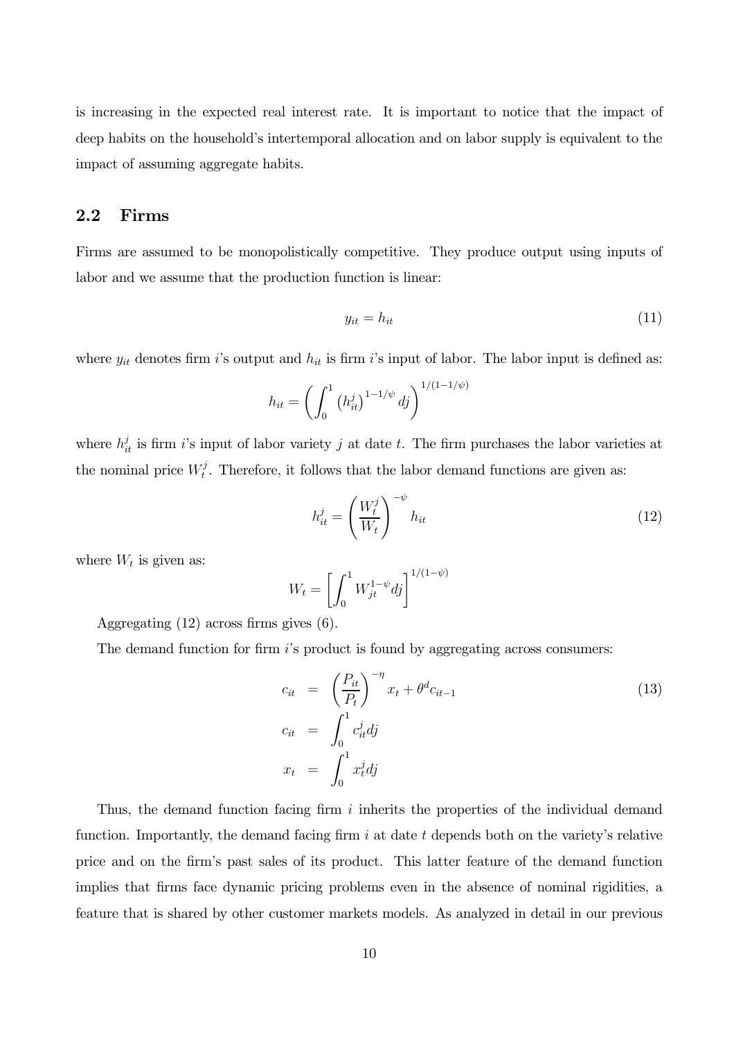is increasing in the expected real interest rate. It is important to notice that the impact of deep habits on the household's intertemporal allocation and on labor supply is equivalent to the impact of assuming aggregate habits.

## 2.2 Firms

Firms are assumed to be monopolistically competitive. They produce output using inputs of labor and we assume that the production function is linear:

$$y_{it} = h_{it} \tag{11}$$

where $y_{it}$ denotes firm $i$'s output and $h_{it}$ is firm $i$'s input of labor. The labor input is defined as:

$$h_{it} = \left( \int_0^1 \left( h_{it}^j \right)^{1-1/\psi} dj \right)^{1/(1-1/\psi)}$$

where $h_{it}^j$ is firm $i$'s input of labor variety $j$ at date $t$. The firm purchases the labor varieties at the nominal price $W_t^j$. Therefore, it follows that the labor demand functions are given as:

$$h_{it}^j = \left( \frac{W_t^j}{W_t} \right)^{-\psi} h_{it} \tag{12}$$

where $W_t$ is given as:

$$W_t = \left[ \int_0^1 W_{jt}^{1-\psi} dj \right]^{1/(1-\psi)}$$

Aggregating (12) across firms gives (6).

The demand function for firm $i$'s product is found by aggregating across consumers:

$$\begin{aligned} c_{it} &= \left( \frac{P_{it}}{P_t} \right)^{-\eta} x_t + \theta^d c_{it-1} \qquad (13) \\ c_{it} &= \int_0^1 c_{it}^j dj \\ x_t &= \int_0^1 x_t^j dj \end{aligned}$$

Thus, the demand function facing firm $i$ inherits the properties of the individual demand function. Importantly, the demand facing firm $i$ at date $t$ depends both on the variety's relative price and on the firm's past sales of its product. This latter feature of the demand function implies that firms face dynamic pricing problems even in the absence of nominal rigidities, a feature that is shared by other customer markets models. As analyzed in detail in our previous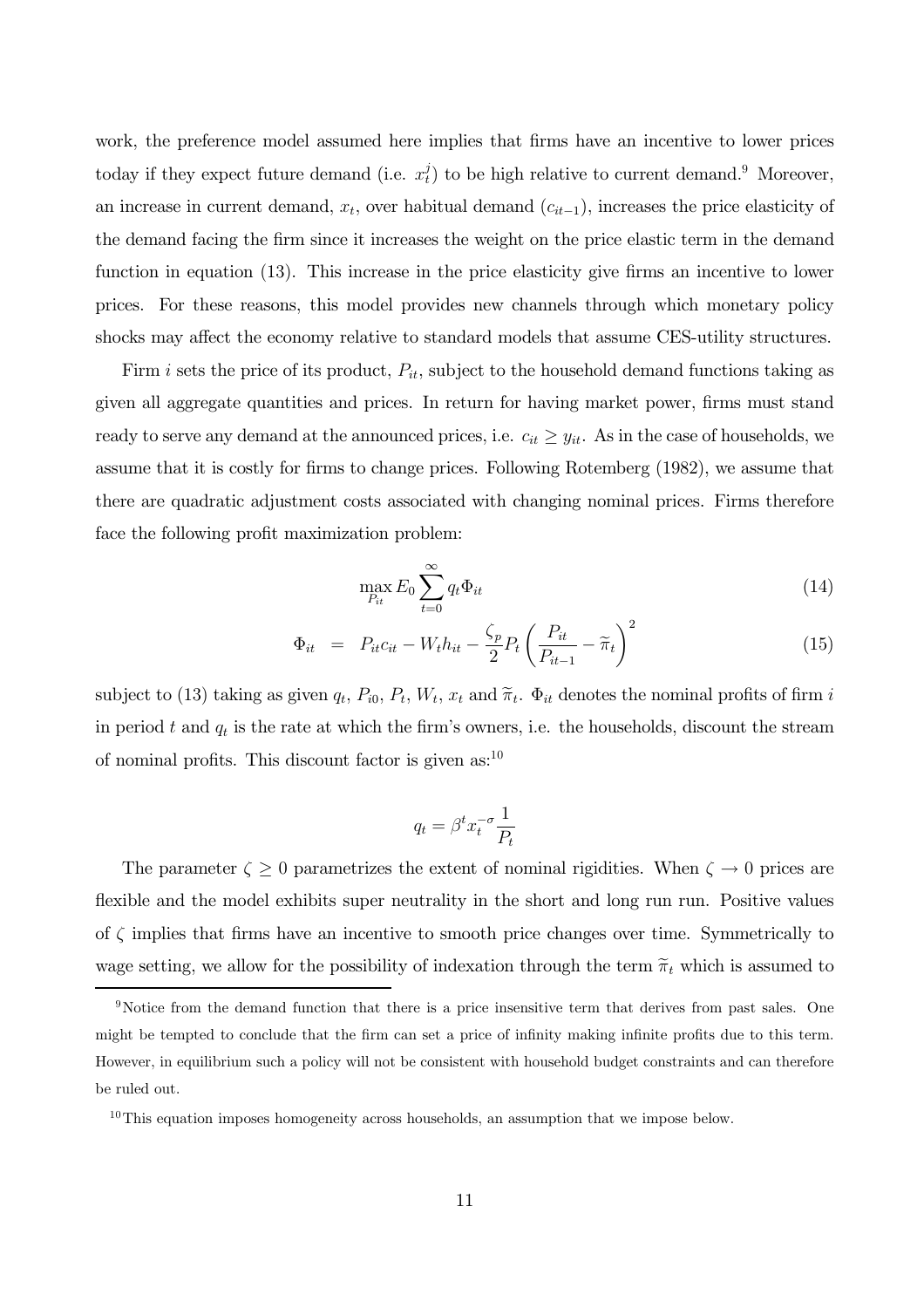work, the preference model assumed here implies that firms have an incentive to lower prices today if they expect future demand (i.e. $x_t^j$) to be high relative to current demand.[9] Moreover, an increase in current demand, $x_t$, over habitual demand ($c_{it-1}$), increases the price elasticity of the demand facing the firm since it increases the weight on the price elastic term in the demand function in equation (13). This increase in the price elasticity give firms an incentive to lower prices. For these reasons, this model provides new channels through which monetary policy shocks may affect the economy relative to standard models that assume CES-utility structures.

Firm $i$ sets the price of its product, $P_{it}$, subject to the household demand functions taking as given all aggregate quantities and prices. In return for having market power, firms must stand ready to serve any demand at the announced prices, i.e. $c_{it} \geq y_{it}$. As in the case of households, we assume that it is costly for firms to change prices. Following Rotemberg (1982), we assume that there are quadratic adjustment costs associated with changing nominal prices. Firms therefore face the following profit maximization problem:

$$\max_{P_{it}} E_0 \sum_{t=0}^{\infty} q_t \Phi_{it} \tag{14}$$

$$\Phi_{it} = P_{it} c_{it} - W_t h_{it} - \frac{\zeta_p}{2} P_t \left( \frac{P_{it}}{P_{it-1}} - \widetilde{\pi}_t \right)^2 \tag{15}$$

subject to (13) taking as given $q_t$, $P_{i0}$, $P_t$, $W_t$, $x_t$ and $\widetilde{\pi}_t$. $\Phi_{it}$ denotes the nominal profits of firm $i$ in period $t$ and $q_t$ is the rate at which the firm's owners, i.e. the households, discount the stream of nominal profits. This discount factor is given as:[10]

$$q_t = \beta^t x_t^{-\sigma} \frac{1}{P_t}$$

The parameter $\zeta \geq 0$ parametrizes the extent of nominal rigidities. When $\zeta \rightarrow 0$ prices are flexible and the model exhibits super neutrality in the short and long run run. Positive values of $\zeta$ implies that firms have an incentive to smooth price changes over time. Symmetrically to wage setting, we allow for the possibility of indexation through the term $\widetilde{\pi}_t$ which is assumed to

[9] Notice from the demand function that there is a price insensitive term that derives from past sales. One might be tempted to conclude that the firm can set a price of infinity making infinite profits due to this term. However, in equilibrium such a policy will not be consistent with household budget constraints and can therefore be ruled out.

[10] This equation imposes homogeneity across households, an assumption that we impose below.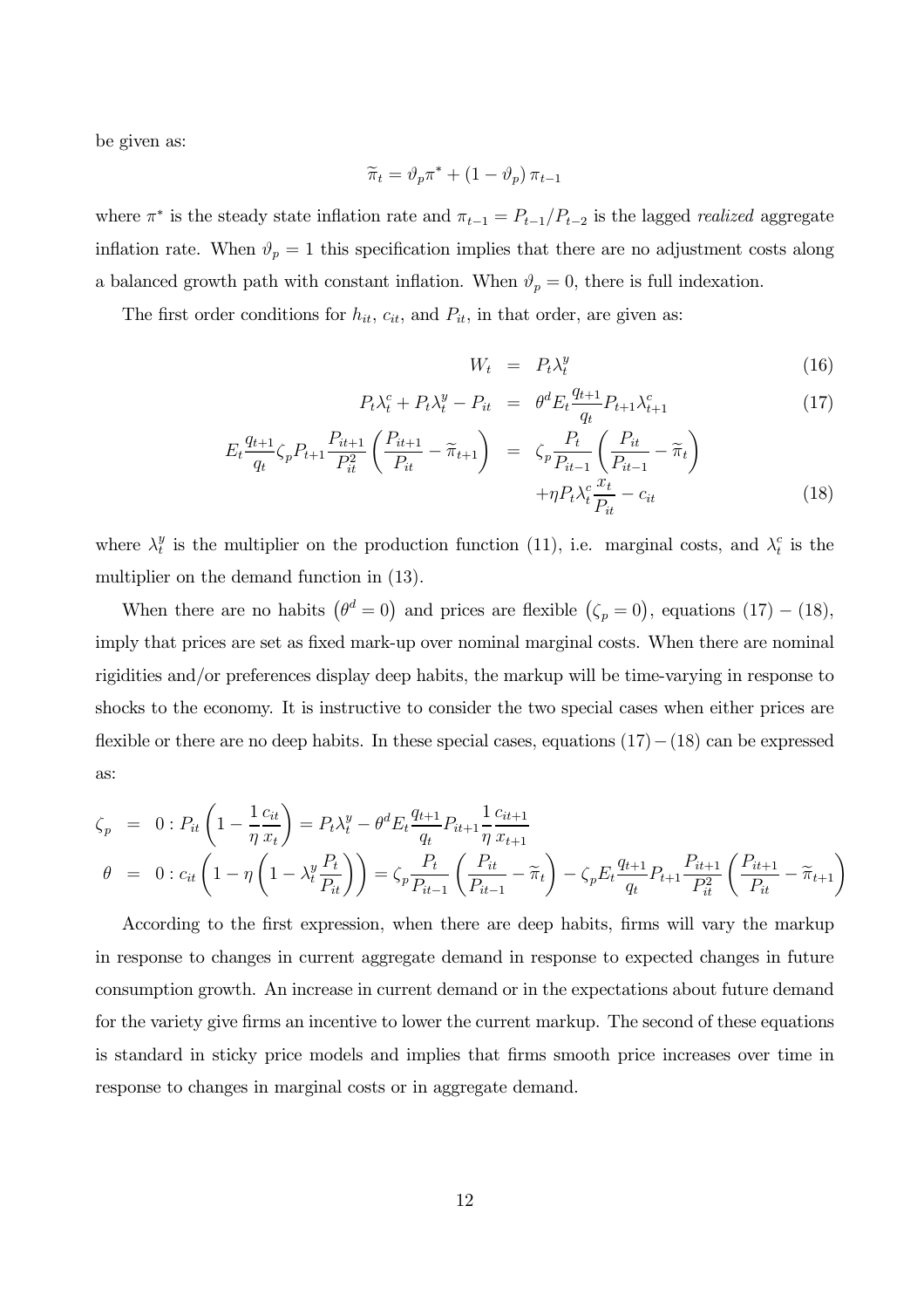be given as:

$$\widetilde{\pi}_t = \vartheta_p \pi^* + (1 - \vartheta_p)\, \pi_{t-1}$$

where $\pi^*$ is the steady state inflation rate and $\pi_{t-1} = P_{t-1}/P_{t-2}$ is the lagged *realized* aggregate inflation rate. When $\vartheta_p = 1$ this specification implies that there are no adjustment costs along a balanced growth path with constant inflation. When $\vartheta_p = 0$, there is full indexation.

The first order conditions for $h_{it}$, $c_{it}$, and $P_{it}$, in that order, are given as:

$$W_t = P_t \lambda_t^y \tag{16}$$

$$P_t \lambda_t^c + P_t \lambda_t^y - P_{it} = \theta^d E_t \frac{q_{t+1}}{q_t} P_{t+1} \lambda_{t+1}^c \tag{17}$$

$$E_t \frac{q_{t+1}}{q_t} \zeta_p P_{t+1} \frac{P_{it+1}}{P_{it}^2} \left( \frac{P_{it+1}}{P_{it}} - \widetilde{\pi}_{t+1} \right) = \zeta_p \frac{P_t}{P_{it-1}} \left( \frac{P_{it}}{P_{it-1}} - \widetilde{\pi}_t \right) + \eta P_t \lambda_t^c \frac{x_t}{P_{it}} - c_{it} \tag{18}$$

where $\lambda_t^y$ is the multiplier on the production function (11), i.e. marginal costs, and $\lambda_t^c$ is the multiplier on the demand function in (13).

When there are no habits $\left(\theta^d = 0\right)$ and prices are flexible $\left(\zeta_p = 0\right)$, equations $(17) - (18)$, imply that prices are set as fixed mark-up over nominal marginal costs. When there are nominal rigidities and/or preferences display deep habits, the markup will be time-varying in response to shocks to the economy. It is instructive to consider the two special cases when either prices are flexible or there are no deep habits. In these special cases, equations $(17) - (18)$ can be expressed as:

$$\zeta_p = 0 : P_{it} \left( 1 - \frac{1}{\eta} \frac{c_{it}}{x_t} \right) = P_t \lambda_t^y - \theta^d E_t \frac{q_{t+1}}{q_t} P_{it+1} \frac{1}{\eta} \frac{c_{it+1}}{x_{t+1}}$$

$$\theta = 0 : c_{it} \left( 1 - \eta \left( 1 - \lambda_t^y \frac{P_t}{P_{it}} \right) \right) = \zeta_p \frac{P_t}{P_{it-1}} \left( \frac{P_{it}}{P_{it-1}} - \widetilde{\pi}_t \right) - \zeta_p E_t \frac{q_{t+1}}{q_t} P_{t+1} \frac{P_{it+1}}{P_{it}^2} \left( \frac{P_{it+1}}{P_{it}} - \widetilde{\pi}_{t+1} \right)$$

According to the first expression, when there are deep habits, firms will vary the markup in response to changes in current aggregate demand in response to expected changes in future consumption growth. An increase in current demand or in the expectations about future demand for the variety give firms an incentive to lower the current markup. The second of these equations is standard in sticky price models and implies that firms smooth price increases over time in response to changes in marginal costs or in aggregate demand.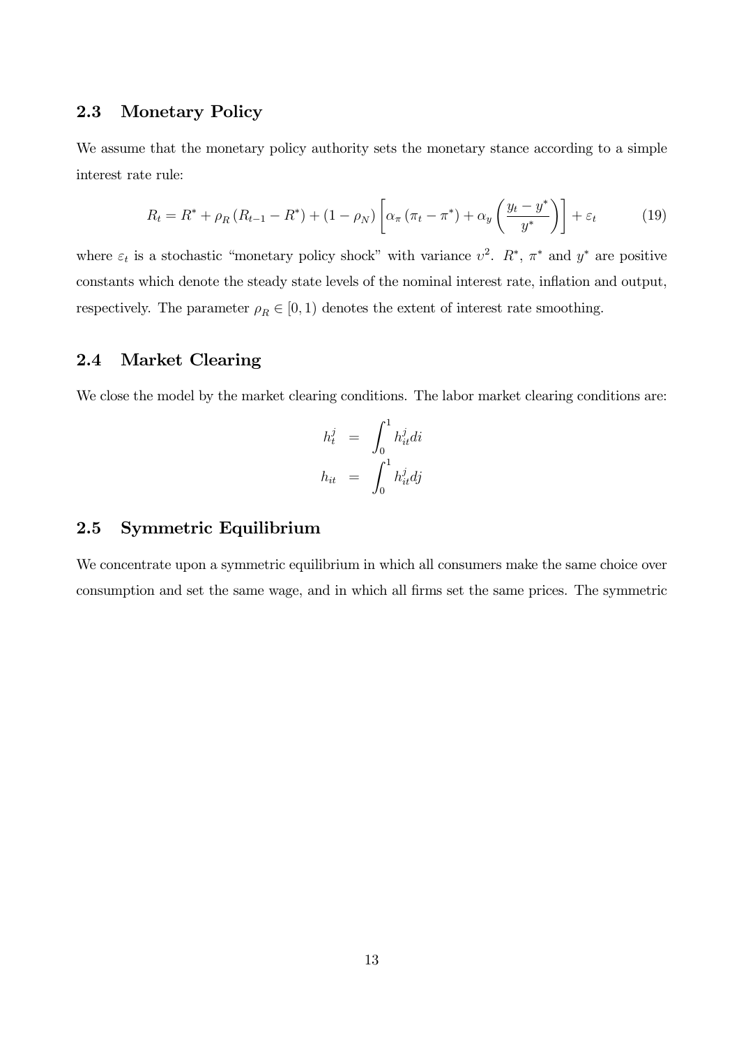## 2.3 Monetary Policy

We assume that the monetary policy authority sets the monetary stance according to a simple interest rate rule:

$$R_t = R^* + \rho_R \left(R_{t-1} - R^*\right) + \left(1 - \rho_N\right) \left[\alpha_\pi \left(\pi_t - \pi^*\right) + \alpha_y \left(\frac{y_t - y^*}{y^*}\right)\right] + \varepsilon_t \tag{19}$$

where $\varepsilon_t$ is a stochastic "monetary policy shock" with variance $\upsilon^2$. $R^*$, $\pi^*$ and $y^*$ are positive constants which denote the steady state levels of the nominal interest rate, inflation and output, respectively. The parameter $\rho_R \in [0, 1)$ denotes the extent of interest rate smoothing.

## 2.4 Market Clearing

We close the model by the market clearing conditions. The labor market clearing conditions are:

$$\begin{aligned} h_t^j &= \int_0^1 h_{it}^j di \\ h_{it} &= \int_0^1 h_{it}^j dj \end{aligned}$$

## 2.5 Symmetric Equilibrium

We concentrate upon a symmetric equilibrium in which all consumers make the same choice over consumption and set the same wage, and in which all firms set the same prices. The symmetric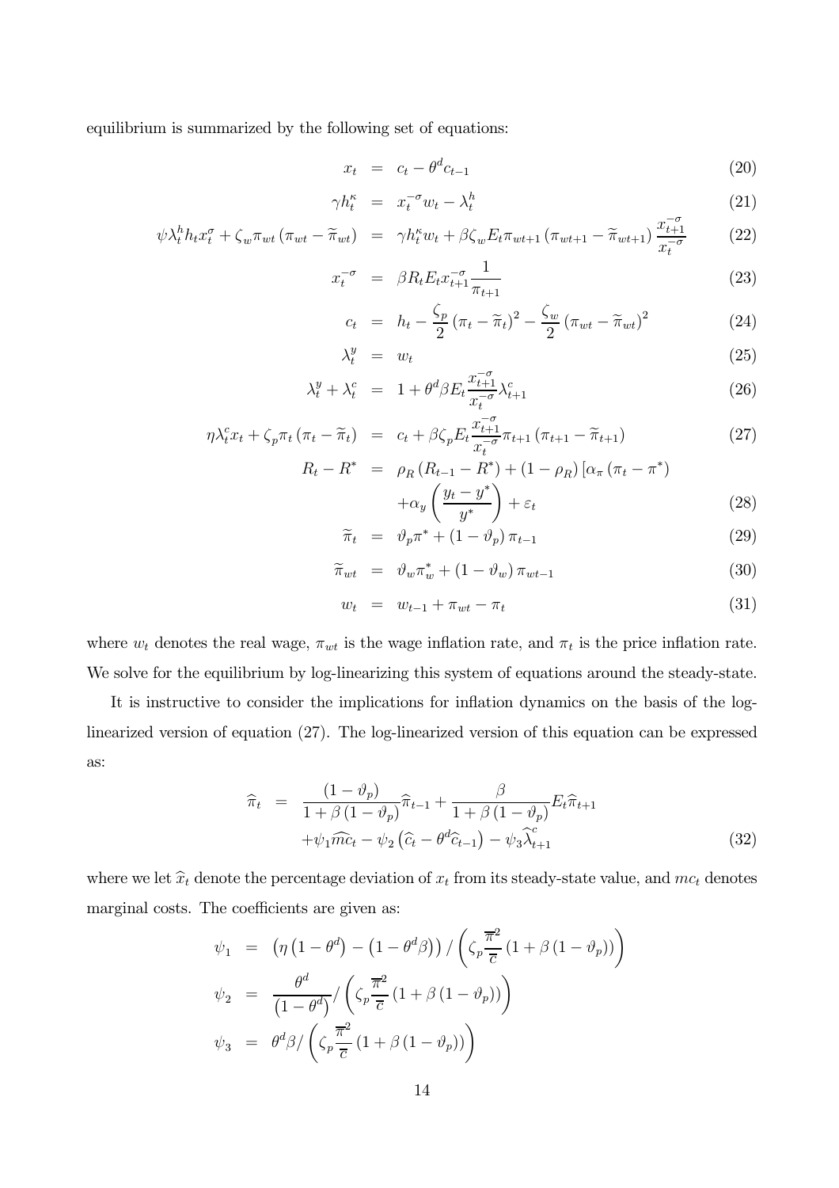equilibrium is summarized by the following set of equations:

$$x_t = c_t - \theta^d c_{t-1} \tag{20}$$

$$\gamma h_t^{\kappa} = x_t^{-\sigma} w_t - \lambda_t^h \tag{21}$$

$$\psi \lambda_t^h h_t x_t^{\sigma} + \zeta_w \pi_{wt} \left(\pi_{wt} - \widetilde{\pi}_{wt}\right) = \gamma h_t^{\kappa} w_t + \beta \zeta_w E_t \pi_{wt+1} \left(\pi_{wt+1} - \widetilde{\pi}_{wt+1}\right) \frac{x_{t+1}^{-\sigma}}{x_t^{-\sigma}} \tag{22}$$

$$x_t^{-\sigma} = \beta R_t E_t x_{t+1}^{-\sigma} \frac{1}{\pi_{t+1}} \tag{23}$$

$$c_t = h_t - \frac{\zeta_p}{2} \left(\pi_t - \widetilde{\pi}_t\right)^2 - \frac{\zeta_w}{2} \left(\pi_{wt} - \widetilde{\pi}_{wt}\right)^2 \tag{24}$$

$$\lambda_t^y = w_t \tag{25}$$

$$\lambda_t^y + \lambda_t^c = 1 + \theta^d \beta E_t \frac{x_{t+1}^{-\sigma}}{x_t^{-\sigma}} \lambda_{t+1}^c \tag{26}$$

$$\eta \lambda_t^c x_t + \zeta_p \pi_t \left(\pi_t - \widetilde{\pi}_t\right) = c_t + \beta \zeta_p E_t \frac{x_{t+1}^{-\sigma}}{x_t^{-\sigma}} \pi_{t+1} \left(\pi_{t+1} - \widetilde{\pi}_{t+1}\right) \tag{27}$$

$$R_t - R^* = \rho_R \left(R_{t-1} - R^*\right) + \left(1 - \rho_R\right) \left[\alpha_\pi \left(\pi_t - \pi^*\right) + \alpha_y \left(\frac{y_t - y^*}{y^*}\right) + \varepsilon_t\right. \tag{28}$$

$$\widetilde{\pi}_t = \vartheta_p \pi^* + \left(1 - \vartheta_p\right) \pi_{t-1} \tag{29}$$

$$\widetilde{\pi}_{wt} = \vartheta_w \pi_w^* + \left(1 - \vartheta_w\right) \pi_{wt-1} \tag{30}$$

$$w_t = w_{t-1} + \pi_{wt} - \pi_t \tag{31}$$

where $w_t$ denotes the real wage, $\pi_{wt}$ is the wage inflation rate, and $\pi_t$ is the price inflation rate. We solve for the equilibrium by log-linearizing this system of equations around the steady-state.

It is instructive to consider the implications for inflation dynamics on the basis of the log-linearized version of equation (27). The log-linearized version of this equation can be expressed as:

$$\widehat{\pi}_t = \frac{\left(1 - \vartheta_p\right)}{1 + \beta \left(1 - \vartheta_p\right)} \widehat{\pi}_{t-1} + \frac{\beta}{1 + \beta \left(1 - \vartheta_p\right)} E_t \widehat{\pi}_{t+1} + \psi_1 \widehat{mc}_t - \psi_2 \left(\widehat{c}_t - \theta^d \widehat{c}_{t-1}\right) - \psi_3 \widehat{\lambda}_{t+1}^c \tag{32}$$

where we let $\widehat{x}_t$ denote the percentage deviation of $x_t$ from its steady-state value, and $mc_t$ denotes marginal costs. The coefficients are given as:

$$\psi_1 = \left(\eta \left(1 - \theta^d\right) - \left(1 - \theta^d \beta\right)\right) / \left(\zeta_p \frac{\overline{\pi}^2}{\overline{c}} \left(1 + \beta \left(1 - \vartheta_p\right)\right)\right)$$

$$\psi_2 = \frac{\theta^d}{\left(1 - \theta^d\right)} / \left(\zeta_p \frac{\overline{\pi}^2}{\overline{c}} \left(1 + \beta \left(1 - \vartheta_p\right)\right)\right)$$

$$\psi_3 = \theta^d \beta / \left(\zeta_p \frac{\overline{\pi}^2}{\overline{c}} \left(1 + \beta \left(1 - \vartheta_p\right)\right)\right)$$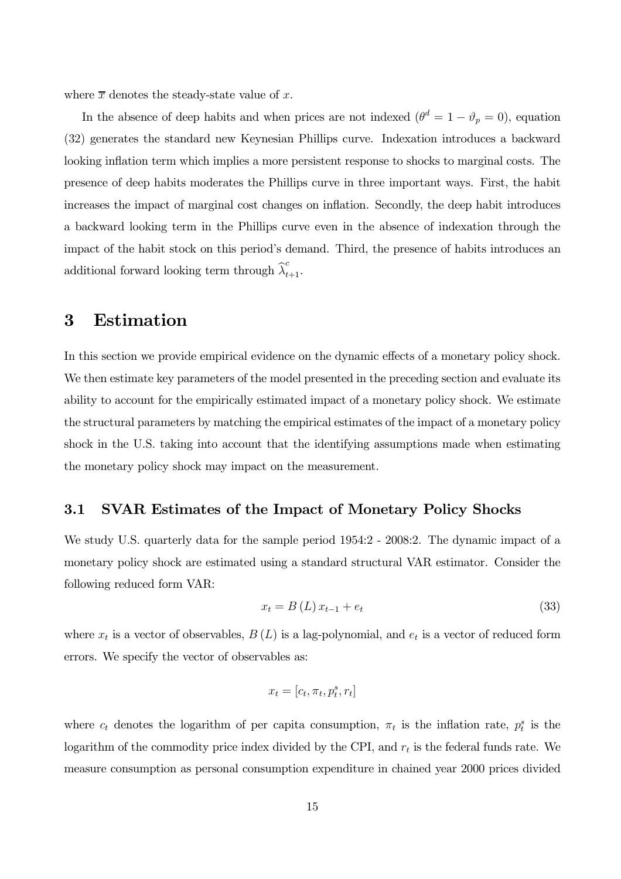where $\overline{x}$ denotes the steady-state value of $x$.

In the absence of deep habits and when prices are not indexed ($\theta^d = 1 - \vartheta_p = 0$), equation (32) generates the standard new Keynesian Phillips curve. Indexation introduces a backward looking inflation term which implies a more persistent response to shocks to marginal costs. The presence of deep habits moderates the Phillips curve in three important ways. First, the habit increases the impact of marginal cost changes on inflation. Secondly, the deep habit introduces a backward looking term in the Phillips curve even in the absence of indexation through the impact of the habit stock on this period's demand. Third, the presence of habits introduces an additional forward looking term through $\widehat{\lambda}^c_{t+1}$.

# 3 Estimation

In this section we provide empirical evidence on the dynamic effects of a monetary policy shock. We then estimate key parameters of the model presented in the preceding section and evaluate its ability to account for the empirically estimated impact of a monetary policy shock. We estimate the structural parameters by matching the empirical estimates of the impact of a monetary policy shock in the U.S. taking into account that the identifying assumptions made when estimating the monetary policy shock may impact on the measurement.

## 3.1 SVAR Estimates of the Impact of Monetary Policy Shocks

We study U.S. quarterly data for the sample period 1954:2 - 2008:2. The dynamic impact of a monetary policy shock are estimated using a standard structural VAR estimator. Consider the following reduced form VAR:

$$x_t = B(L)\, x_{t-1} + e_t \tag{33}$$

where $x_t$ is a vector of observables, $B(L)$ is a lag-polynomial, and $e_t$ is a vector of reduced form errors. We specify the vector of observables as:

$$x_t = [c_t, \pi_t, p^s_t, r_t]$$

where $c_t$ denotes the logarithm of per capita consumption, $\pi_t$ is the inflation rate, $p^s_t$ is the logarithm of the commodity price index divided by the CPI, and $r_t$ is the federal funds rate. We measure consumption as personal consumption expenditure in chained year 2000 prices divided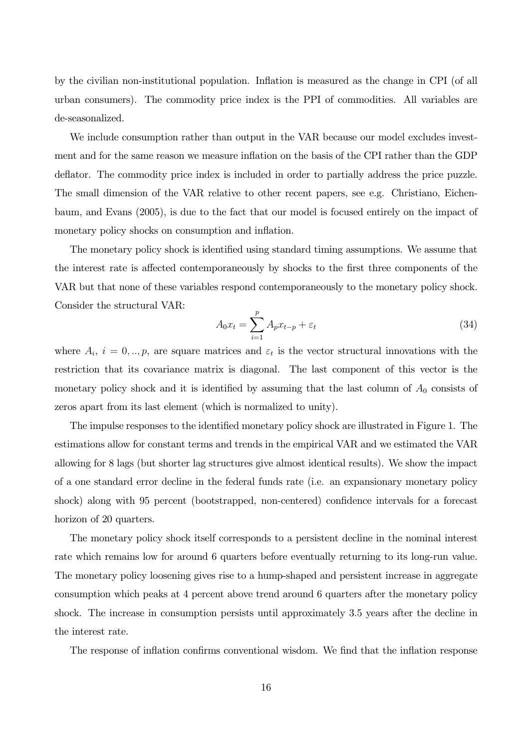by the civilian non-institutional population. Inflation is measured as the change in CPI (of all urban consumers). The commodity price index is the PPI of commodities. All variables are de-seasonalized.

We include consumption rather than output in the VAR because our model excludes investment and for the same reason we measure inflation on the basis of the CPI rather than the GDP deflator. The commodity price index is included in order to partially address the price puzzle. The small dimension of the VAR relative to other recent papers, see e.g. Christiano, Eichenbaum, and Evans (2005), is due to the fact that our model is focused entirely on the impact of monetary policy shocks on consumption and inflation.

The monetary policy shock is identified using standard timing assumptions. We assume that the interest rate is affected contemporaneously by shocks to the first three components of the VAR but that none of these variables respond contemporaneously to the monetary policy shock. Consider the structural VAR:

$$A_0 x_t = \sum_{i=1}^{p} A_p x_{t-p} + \varepsilon_t \tag{34}$$

where $A_i$, $i = 0, .., p$, are square matrices and $\varepsilon_t$ is the vector structural innovations with the restriction that its covariance matrix is diagonal. The last component of this vector is the monetary policy shock and it is identified by assuming that the last column of $A_0$ consists of zeros apart from its last element (which is normalized to unity).

The impulse responses to the identified monetary policy shock are illustrated in Figure 1. The estimations allow for constant terms and trends in the empirical VAR and we estimated the VAR allowing for 8 lags (but shorter lag structures give almost identical results). We show the impact of a one standard error decline in the federal funds rate (i.e. an expansionary monetary policy shock) along with 95 percent (bootstrapped, non-centered) confidence intervals for a forecast horizon of 20 quarters.

The monetary policy shock itself corresponds to a persistent decline in the nominal interest rate which remains low for around 6 quarters before eventually returning to its long-run value. The monetary policy loosening gives rise to a hump-shaped and persistent increase in aggregate consumption which peaks at 4 percent above trend around 6 quarters after the monetary policy shock. The increase in consumption persists until approximately 3.5 years after the decline in the interest rate.

The response of inflation confirms conventional wisdom. We find that the inflation response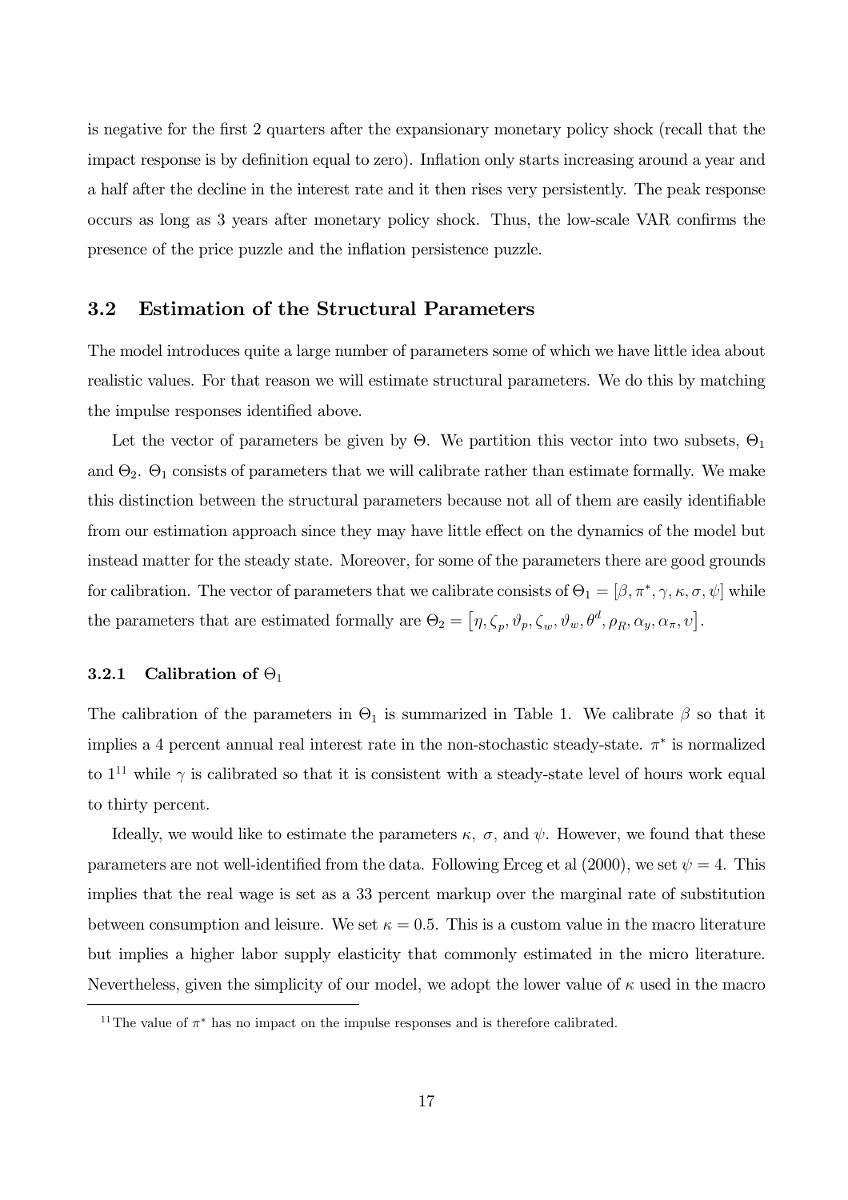is negative for the first 2 quarters after the expansionary monetary policy shock (recall that the impact response is by definition equal to zero). Inflation only starts increasing around a year and a half after the decline in the interest rate and it then rises very persistently. The peak response occurs as long as 3 years after monetary policy shock. Thus, the low-scale VAR confirms the presence of the price puzzle and the inflation persistence puzzle.

## 3.2 Estimation of the Structural Parameters

The model introduces quite a large number of parameters some of which we have little idea about realistic values. For that reason we will estimate structural parameters. We do this by matching the impulse responses identified above.

Let the vector of parameters be given by $\Theta$. We partition this vector into two subsets, $\Theta_1$ and $\Theta_2$. $\Theta_1$ consists of parameters that we will calibrate rather than estimate formally. We make this distinction between the structural parameters because not all of them are easily identifiable from our estimation approach since they may have little effect on the dynamics of the model but instead matter for the steady state. Moreover, for some of the parameters there are good grounds for calibration. The vector of parameters that we calibrate consists of $\Theta_1 = [\beta, \pi^*, \gamma, \kappa, \sigma, \psi]$ while the parameters that are estimated formally are $\Theta_2 = \left[\eta, \zeta_p, \vartheta_p, \zeta_w, \vartheta_w, \theta^d, \rho_R, \alpha_y, \alpha_\pi, \upsilon\right]$.

### 3.2.1 Calibration of $\Theta_1$

The calibration of the parameters in $\Theta_1$ is summarized in Table 1. We calibrate $\beta$ so that it implies a 4 percent annual real interest rate in the non-stochastic steady-state. $\pi^*$ is normalized to 1[11] while $\gamma$ is calibrated so that it is consistent with a steady-state level of hours work equal to thirty percent.

Ideally, we would like to estimate the parameters $\kappa$, $\sigma$, and $\psi$. However, we found that these parameters are not well-identified from the data. Following Erceg et al (2000), we set $\psi = 4$. This implies that the real wage is set as a 33 percent markup over the marginal rate of substitution between consumption and leisure. We set $\kappa = 0.5$. This is a custom value in the macro literature but implies a higher labor supply elasticity that commonly estimated in the micro literature. Nevertheless, given the simplicity of our model, we adopt the lower value of $\kappa$ used in the macro

[11] The value of $\pi^*$ has no impact on the impulse responses and is therefore calibrated.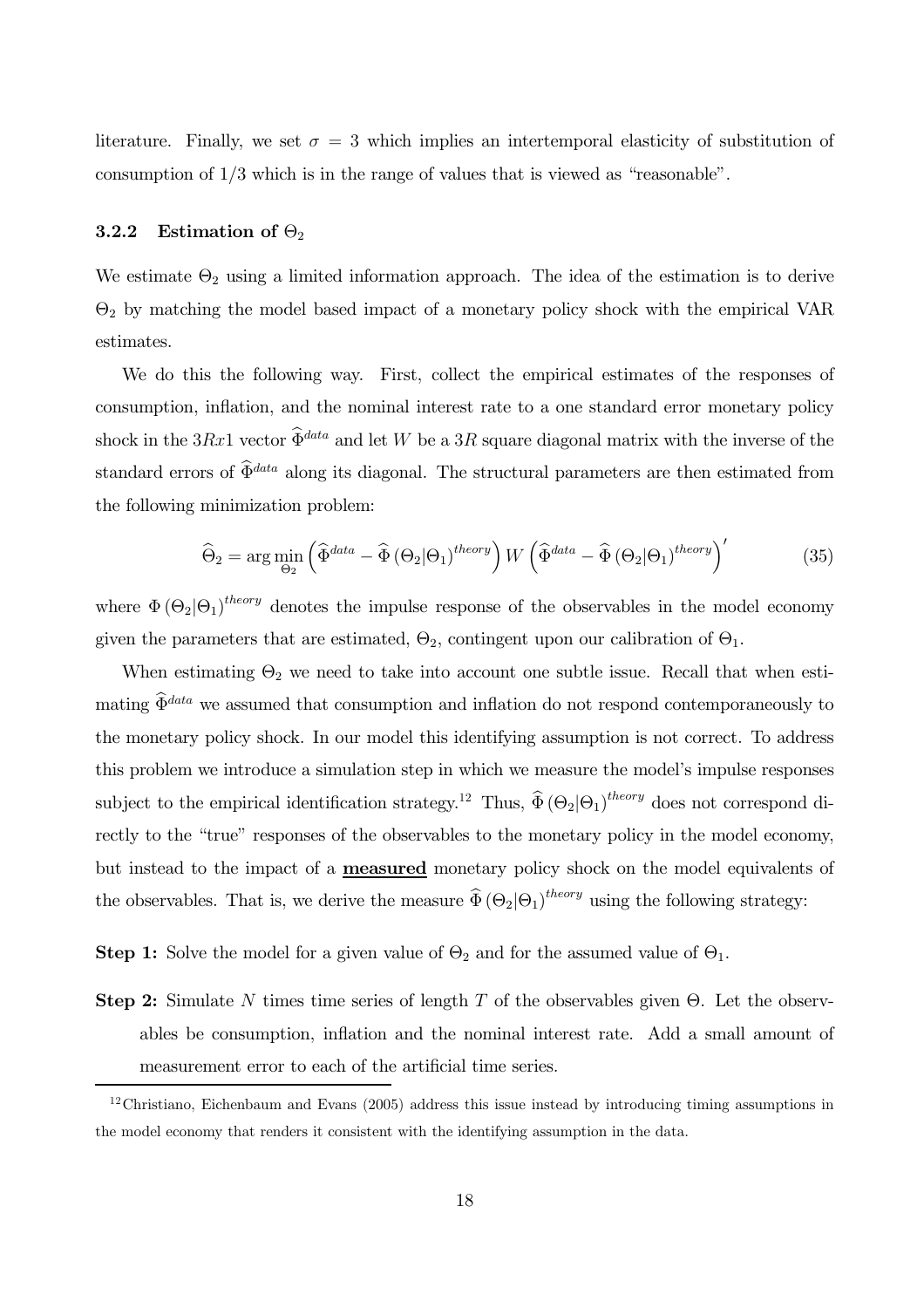literature. Finally, we set $\sigma = 3$ which implies an intertemporal elasticity of substitution of consumption of $1/3$ which is in the range of values that is viewed as "reasonable".

### 3.2.2 Estimation of $\Theta_2$

We estimate $\Theta_2$ using a limited information approach. The idea of the estimation is to derive $\Theta_2$ by matching the model based impact of a monetary policy shock with the empirical VAR estimates.

We do this the following way. First, collect the empirical estimates of the responses of consumption, inflation, and the nominal interest rate to a one standard error monetary policy shock in the $3Rx1$ vector $\widehat{\Phi}^{data}$ and let $W$ be a $3R$ square diagonal matrix with the inverse of the standard errors of $\widehat{\Phi}^{data}$ along its diagonal. The structural parameters are then estimated from the following minimization problem:

$$\widehat{\Theta}_2 = \arg\min_{\Theta_2} \left( \widehat{\Phi}^{data} - \widehat{\Phi} \left( \Theta_2 | \Theta_1 \right)^{theory} \right) W \left( \widehat{\Phi}^{data} - \widehat{\Phi} \left( \Theta_2 | \Theta_1 \right)^{theory} \right)' \tag{35}$$

where $\Phi \left( \Theta_2 | \Theta_1 \right)^{theory}$ denotes the impulse response of the observables in the model economy given the parameters that are estimated, $\Theta_2$, contingent upon our calibration of $\Theta_1$.

When estimating $\Theta_2$ we need to take into account one subtle issue. Recall that when estimating $\widehat{\Phi}^{data}$ we assumed that consumption and inflation do not respond contemporaneously to the monetary policy shock. In our model this identifying assumption is not correct. To address this problem we introduce a simulation step in which we measure the model's impulse responses subject to the empirical identification strategy.[12] Thus, $\widehat{\Phi} \left( \Theta_2 | \Theta_1 \right)^{theory}$ does not correspond directly to the "true" responses of the observables to the monetary policy in the model economy, but instead to the impact of a **measured** monetary policy shock on the model equivalents of the observables. That is, we derive the measure $\widehat{\Phi} \left( \Theta_2 | \Theta_1 \right)^{theory}$ using the following strategy:

**Step 1:** Solve the model for a given value of $\Theta_2$ and for the assumed value of $\Theta_1$.

**Step 2:** Simulate $N$ times time series of length $T$ of the observables given $\Theta$. Let the observables be consumption, inflation and the nominal interest rate. Add a small amount of measurement error to each of the artificial time series.

[12] Christiano, Eichenbaum and Evans (2005) address this issue instead by introducing timing assumptions in the model economy that renders it consistent with the identifying assumption in the data.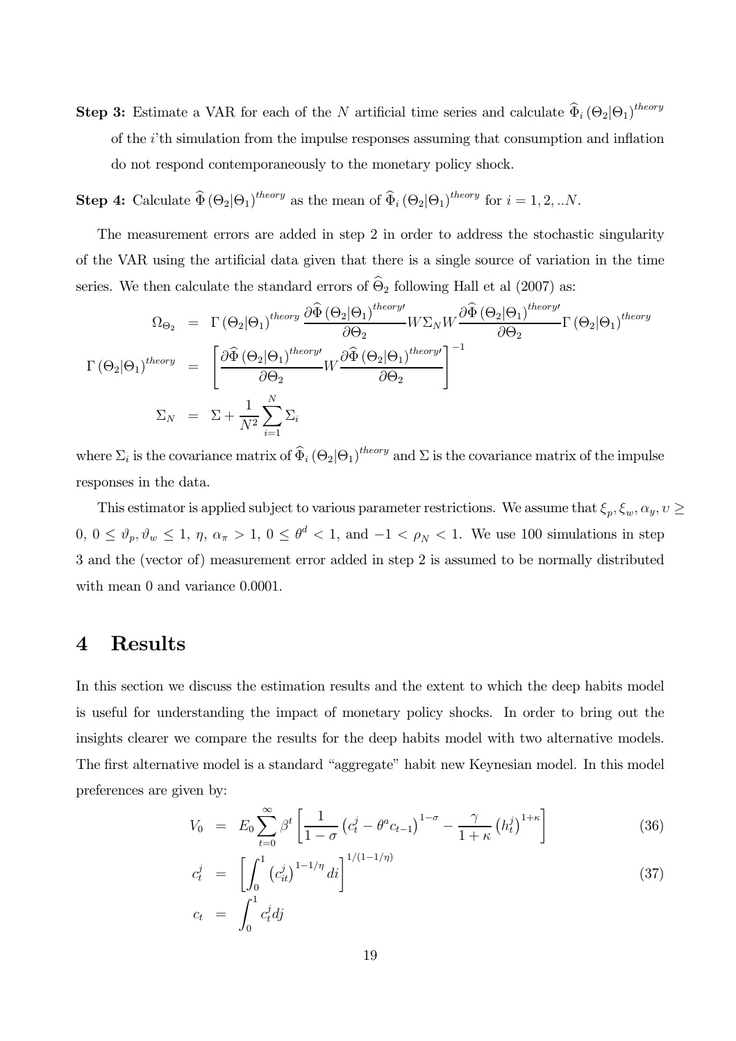**Step 3:** Estimate a VAR for each of the $N$ artificial time series and calculate $\widehat{\Phi}_i (\Theta_2|\Theta_1)^{theory}$ of the $i$'th simulation from the impulse responses assuming that consumption and inflation do not respond contemporaneously to the monetary policy shock.

**Step 4:** Calculate $\widehat{\Phi} (\Theta_2|\Theta_1)^{theory}$ as the mean of $\widehat{\Phi}_i (\Theta_2|\Theta_1)^{theory}$ for $i = 1, 2, ..N$.

The measurement errors are added in step 2 in order to address the stochastic singularity of the VAR using the artificial data given that there is a single source of variation in the time series. We then calculate the standard errors of $\widehat{\Theta}_2$ following Hall et al (2007) as:

$$
\begin{aligned}
\Omega_{\Theta_2} &= \Gamma (\Theta_2|\Theta_1)^{theory} \frac{\partial \widehat{\Phi} (\Theta_2|\Theta_1)^{theory\prime}}{\partial \Theta_2} W \Sigma_N W \frac{\partial \widehat{\Phi} (\Theta_2|\Theta_1)^{theory\prime}}{\partial \Theta_2} \Gamma (\Theta_2|\Theta_1)^{theory} \\
\Gamma (\Theta_2|\Theta_1)^{theory} &= \left[ \frac{\partial \widehat{\Phi} (\Theta_2|\Theta_1)^{theory\prime}}{\partial \Theta_2} W \frac{\partial \widehat{\Phi} (\Theta_2|\Theta_1)^{theory\prime}}{\partial \Theta_2} \right]^{-1} \\
\Sigma_N &= \Sigma + \frac{1}{N^2} \sum_{i=1}^{N} \Sigma_i
\end{aligned}
$$

where $\Sigma_i$ is the covariance matrix of $\widehat{\Phi}_i (\Theta_2|\Theta_1)^{theory}$ and $\Sigma$ is the covariance matrix of the impulse responses in the data.

This estimator is applied subject to various parameter restrictions. We assume that $\xi_p, \xi_w, \alpha_y, \upsilon \geq 0$, $0 \leq \vartheta_p, \vartheta_w \leq 1$, $\eta$, $\alpha_\pi > 1$, $0 \leq \theta^d < 1$, and $-1 < \rho_N < 1$. We use 100 simulations in step 3 and the (vector of) measurement error added in step 2 is assumed to be normally distributed with mean 0 and variance 0.0001.

# 4 Results

In this section we discuss the estimation results and the extent to which the deep habits model is useful for understanding the impact of monetary policy shocks. In order to bring out the insights clearer we compare the results for the deep habits model with two alternative models. The first alternative model is a standard "aggregate" habit new Keynesian model. In this model preferences are given by:

$$
V_0 = E_0 \sum_{t=0}^{\infty} \beta^t \left[ \frac{1}{1-\sigma} \left( c_t^j - \theta^a c_{t-1} \right)^{1-\sigma} - \frac{\gamma}{1+\kappa} \left( h_t^j \right)^{1+\kappa} \right] \tag{36}
$$

$$
c_t^j = \left[ \int_0^1 \left( c_{it}^j \right)^{1-1/\eta} di \right]^{1/(1-1/\eta)} \tag{37}
$$

$$
c_t = \int_0^1 c_t^j dj
$$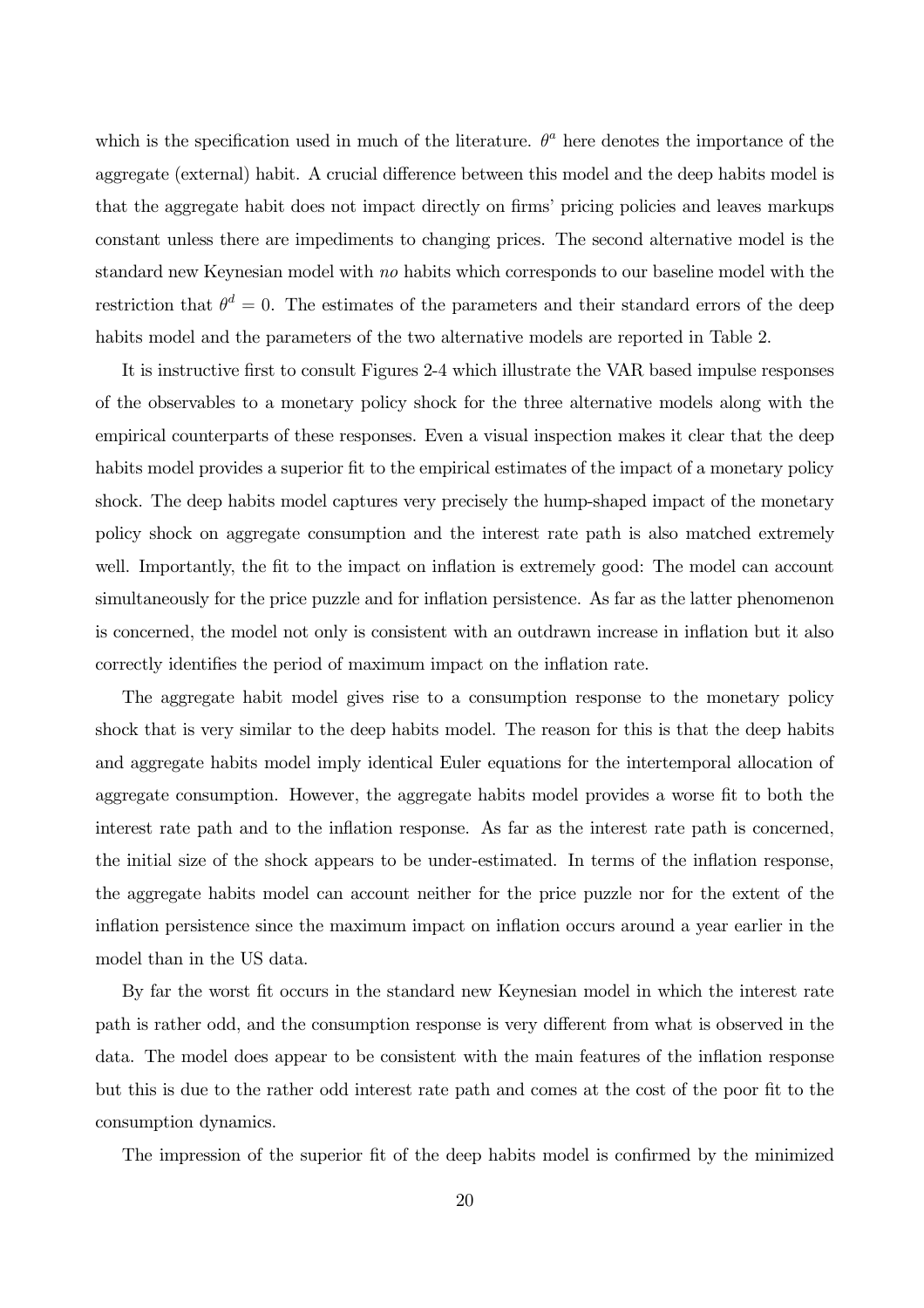which is the specification used in much of the literature. $\theta^a$ here denotes the importance of the aggregate (external) habit. A crucial difference between this model and the deep habits model is that the aggregate habit does not impact directly on firms' pricing policies and leaves markups constant unless there are impediments to changing prices. The second alternative model is the standard new Keynesian model with *no* habits which corresponds to our baseline model with the restriction that $\theta^d = 0$. The estimates of the parameters and their standard errors of the deep habits model and the parameters of the two alternative models are reported in Table 2.

It is instructive first to consult Figures 2-4 which illustrate the VAR based impulse responses of the observables to a monetary policy shock for the three alternative models along with the empirical counterparts of these responses. Even a visual inspection makes it clear that the deep habits model provides a superior fit to the empirical estimates of the impact of a monetary policy shock. The deep habits model captures very precisely the hump-shaped impact of the monetary policy shock on aggregate consumption and the interest rate path is also matched extremely well. Importantly, the fit to the impact on inflation is extremely good: The model can account simultaneously for the price puzzle and for inflation persistence. As far as the latter phenomenon is concerned, the model not only is consistent with an outdrawn increase in inflation but it also correctly identifies the period of maximum impact on the inflation rate.

The aggregate habit model gives rise to a consumption response to the monetary policy shock that is very similar to the deep habits model. The reason for this is that the deep habits and aggregate habits model imply identical Euler equations for the intertemporal allocation of aggregate consumption. However, the aggregate habits model provides a worse fit to both the interest rate path and to the inflation response. As far as the interest rate path is concerned, the initial size of the shock appears to be under-estimated. In terms of the inflation response, the aggregate habits model can account neither for the price puzzle nor for the extent of the inflation persistence since the maximum impact on inflation occurs around a year earlier in the model than in the US data.

By far the worst fit occurs in the standard new Keynesian model in which the interest rate path is rather odd, and the consumption response is very different from what is observed in the data. The model does appear to be consistent with the main features of the inflation response but this is due to the rather odd interest rate path and comes at the cost of the poor fit to the consumption dynamics.

The impression of the superior fit of the deep habits model is confirmed by the minimized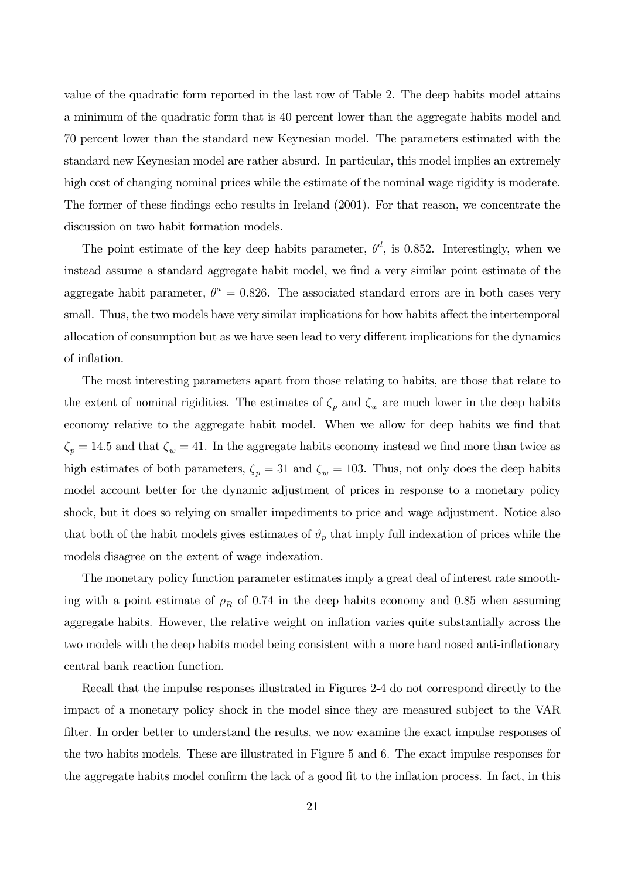value of the quadratic form reported in the last row of Table 2. The deep habits model attains a minimum of the quadratic form that is 40 percent lower than the aggregate habits model and 70 percent lower than the standard new Keynesian model. The parameters estimated with the standard new Keynesian model are rather absurd. In particular, this model implies an extremely high cost of changing nominal prices while the estimate of the nominal wage rigidity is moderate. The former of these findings echo results in Ireland (2001). For that reason, we concentrate the discussion on two habit formation models.

The point estimate of the key deep habits parameter, $\theta^d$, is 0.852. Interestingly, when we instead assume a standard aggregate habit model, we find a very similar point estimate of the aggregate habit parameter, $\theta^a = 0.826$. The associated standard errors are in both cases very small. Thus, the two models have very similar implications for how habits affect the intertemporal allocation of consumption but as we have seen lead to very different implications for the dynamics of inflation.

The most interesting parameters apart from those relating to habits, are those that relate to the extent of nominal rigidities. The estimates of $\zeta_p$ and $\zeta_w$ are much lower in the deep habits economy relative to the aggregate habit model. When we allow for deep habits we find that $\zeta_p = 14.5$ and that $\zeta_w = 41$. In the aggregate habits economy instead we find more than twice as high estimates of both parameters, $\zeta_p = 31$ and $\zeta_w = 103$. Thus, not only does the deep habits model account better for the dynamic adjustment of prices in response to a monetary policy shock, but it does so relying on smaller impediments to price and wage adjustment. Notice also that both of the habit models gives estimates of $\vartheta_p$ that imply full indexation of prices while the models disagree on the extent of wage indexation.

The monetary policy function parameter estimates imply a great deal of interest rate smoothing with a point estimate of $\rho_R$ of 0.74 in the deep habits economy and 0.85 when assuming aggregate habits. However, the relative weight on inflation varies quite substantially across the two models with the deep habits model being consistent with a more hard nosed anti-inflationary central bank reaction function.

Recall that the impulse responses illustrated in Figures 2-4 do not correspond directly to the impact of a monetary policy shock in the model since they are measured subject to the VAR filter. In order better to understand the results, we now examine the exact impulse responses of the two habits models. These are illustrated in Figure 5 and 6. The exact impulse responses for the aggregate habits model confirm the lack of a good fit to the inflation process. In fact, in this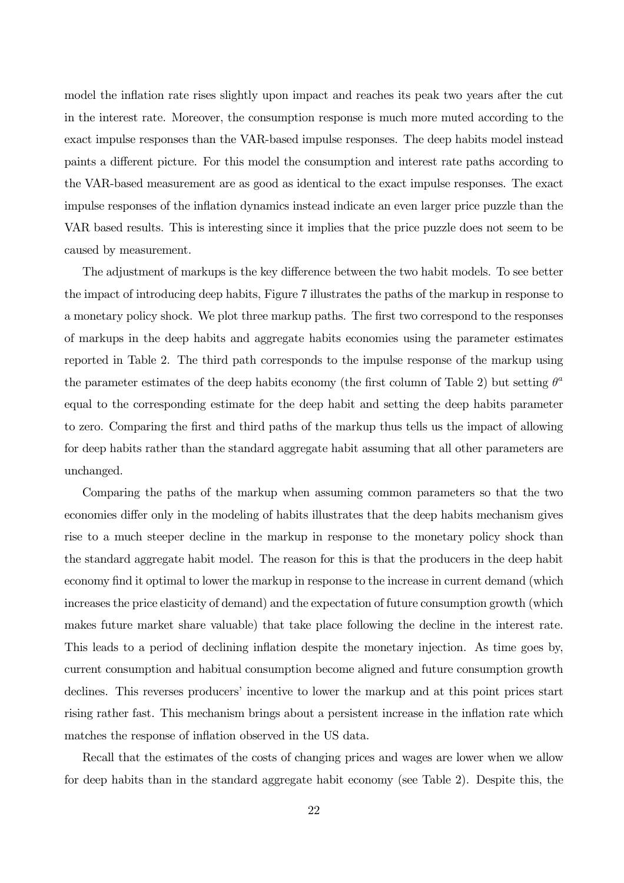model the inflation rate rises slightly upon impact and reaches its peak two years after the cut in the interest rate. Moreover, the consumption response is much more muted according to the exact impulse responses than the VAR-based impulse responses. The deep habits model instead paints a different picture. For this model the consumption and interest rate paths according to the VAR-based measurement are as good as identical to the exact impulse responses. The exact impulse responses of the inflation dynamics instead indicate an even larger price puzzle than the VAR based results. This is interesting since it implies that the price puzzle does not seem to be caused by measurement.

The adjustment of markups is the key difference between the two habit models. To see better the impact of introducing deep habits, Figure 7 illustrates the paths of the markup in response to a monetary policy shock. We plot three markup paths. The first two correspond to the responses of markups in the deep habits and aggregate habits economies using the parameter estimates reported in Table 2. The third path corresponds to the impulse response of the markup using the parameter estimates of the deep habits economy (the first column of Table 2) but setting $\theta^a$ equal to the corresponding estimate for the deep habit and setting the deep habits parameter to zero. Comparing the first and third paths of the markup thus tells us the impact of allowing for deep habits rather than the standard aggregate habit assuming that all other parameters are unchanged.

Comparing the paths of the markup when assuming common parameters so that the two economies differ only in the modeling of habits illustrates that the deep habits mechanism gives rise to a much steeper decline in the markup in response to the monetary policy shock than the standard aggregate habit model. The reason for this is that the producers in the deep habit economy find it optimal to lower the markup in response to the increase in current demand (which increases the price elasticity of demand) and the expectation of future consumption growth (which makes future market share valuable) that take place following the decline in the interest rate. This leads to a period of declining inflation despite the monetary injection. As time goes by, current consumption and habitual consumption become aligned and future consumption growth declines. This reverses producers' incentive to lower the markup and at this point prices start rising rather fast. This mechanism brings about a persistent increase in the inflation rate which matches the response of inflation observed in the US data.

Recall that the estimates of the costs of changing prices and wages are lower when we allow for deep habits than in the standard aggregate habit economy (see Table 2). Despite this, the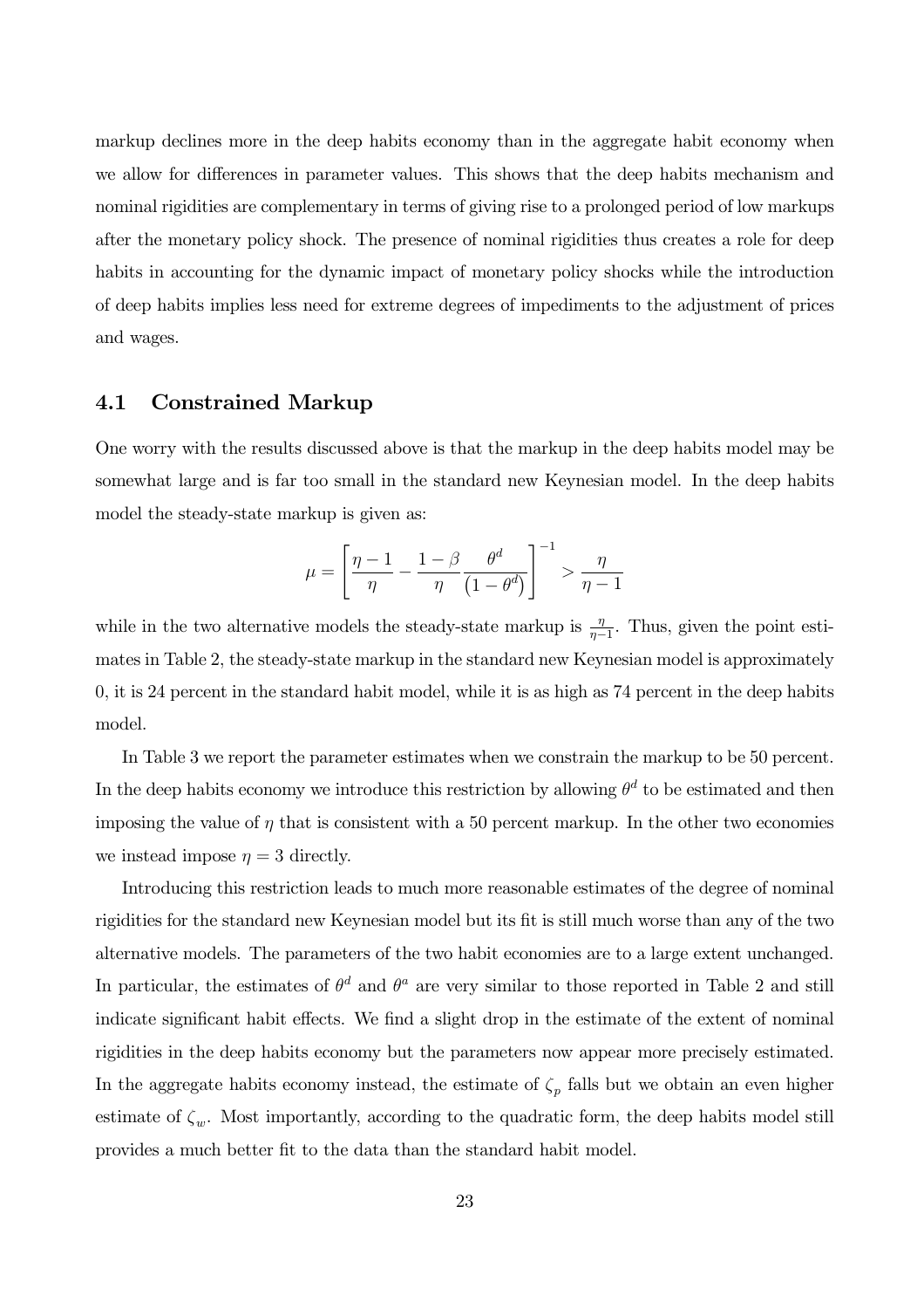markup declines more in the deep habits economy than in the aggregate habit economy when we allow for differences in parameter values. This shows that the deep habits mechanism and nominal rigidities are complementary in terms of giving rise to a prolonged period of low markups after the monetary policy shock. The presence of nominal rigidities thus creates a role for deep habits in accounting for the dynamic impact of monetary policy shocks while the introduction of deep habits implies less need for extreme degrees of impediments to the adjustment of prices and wages.

## 4.1 Constrained Markup

One worry with the results discussed above is that the markup in the deep habits model may be somewhat large and is far too small in the standard new Keynesian model. In the deep habits model the steady-state markup is given as:

$$\mu = \left[ \frac{\eta - 1}{\eta} - \frac{1-\beta}{\eta} \frac{\theta^d}{\left(1-\theta^d\right)} \right]^{-1} > \frac{\eta}{\eta - 1}$$

while in the two alternative models the steady-state markup is $\frac{\eta}{\eta-1}$. Thus, given the point estimates in Table 2, the steady-state markup in the standard new Keynesian model is approximately 0, it is 24 percent in the standard habit model, while it is as high as 74 percent in the deep habits model.

In Table 3 we report the parameter estimates when we constrain the markup to be 50 percent. In the deep habits economy we introduce this restriction by allowing $\theta^d$ to be estimated and then imposing the value of $\eta$ that is consistent with a 50 percent markup. In the other two economies we instead impose $\eta = 3$ directly.

Introducing this restriction leads to much more reasonable estimates of the degree of nominal rigidities for the standard new Keynesian model but its fit is still much worse than any of the two alternative models. The parameters of the two habit economies are to a large extent unchanged. In particular, the estimates of $\theta^d$ and $\theta^a$ are very similar to those reported in Table 2 and still indicate significant habit effects. We find a slight drop in the estimate of the extent of nominal rigidities in the deep habits economy but the parameters now appear more precisely estimated. In the aggregate habits economy instead, the estimate of $\zeta_p$ falls but we obtain an even higher estimate of $\zeta_w$. Most importantly, according to the quadratic form, the deep habits model still provides a much better fit to the data than the standard habit model.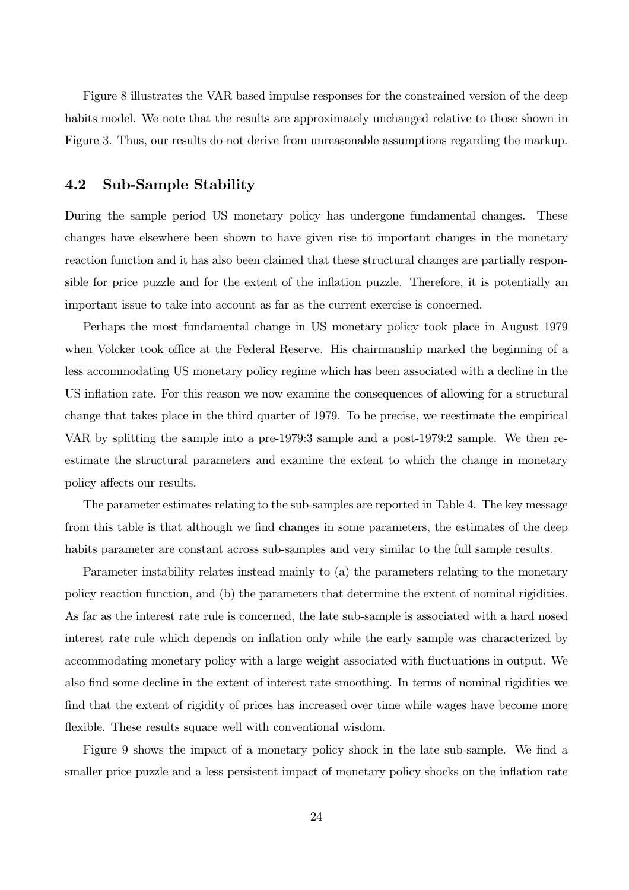Figure 8 illustrates the VAR based impulse responses for the constrained version of the deep habits model. We note that the results are approximately unchanged relative to those shown in Figure 3. Thus, our results do not derive from unreasonable assumptions regarding the markup.

### 4.2 Sub-Sample Stability

During the sample period US monetary policy has undergone fundamental changes. These changes have elsewhere been shown to have given rise to important changes in the monetary reaction function and it has also been claimed that these structural changes are partially responsible for price puzzle and for the extent of the inflation puzzle. Therefore, it is potentially an important issue to take into account as far as the current exercise is concerned.

Perhaps the most fundamental change in US monetary policy took place in August 1979 when Volcker took office at the Federal Reserve. His chairmanship marked the beginning of a less accommodating US monetary policy regime which has been associated with a decline in the US inflation rate. For this reason we now examine the consequences of allowing for a structural change that takes place in the third quarter of 1979. To be precise, we reestimate the empirical VAR by splitting the sample into a pre-1979:3 sample and a post-1979:2 sample. We then reestimate the structural parameters and examine the extent to which the change in monetary policy affects our results.

The parameter estimates relating to the sub-samples are reported in Table 4. The key message from this table is that although we find changes in some parameters, the estimates of the deep habits parameter are constant across sub-samples and very similar to the full sample results.

Parameter instability relates instead mainly to (a) the parameters relating to the monetary policy reaction function, and (b) the parameters that determine the extent of nominal rigidities. As far as the interest rate rule is concerned, the late sub-sample is associated with a hard nosed interest rate rule which depends on inflation only while the early sample was characterized by accommodating monetary policy with a large weight associated with fluctuations in output. We also find some decline in the extent of interest rate smoothing. In terms of nominal rigidities we find that the extent of rigidity of prices has increased over time while wages have become more flexible. These results square well with conventional wisdom.

Figure 9 shows the impact of a monetary policy shock in the late sub-sample. We find a smaller price puzzle and a less persistent impact of monetary policy shocks on the inflation rate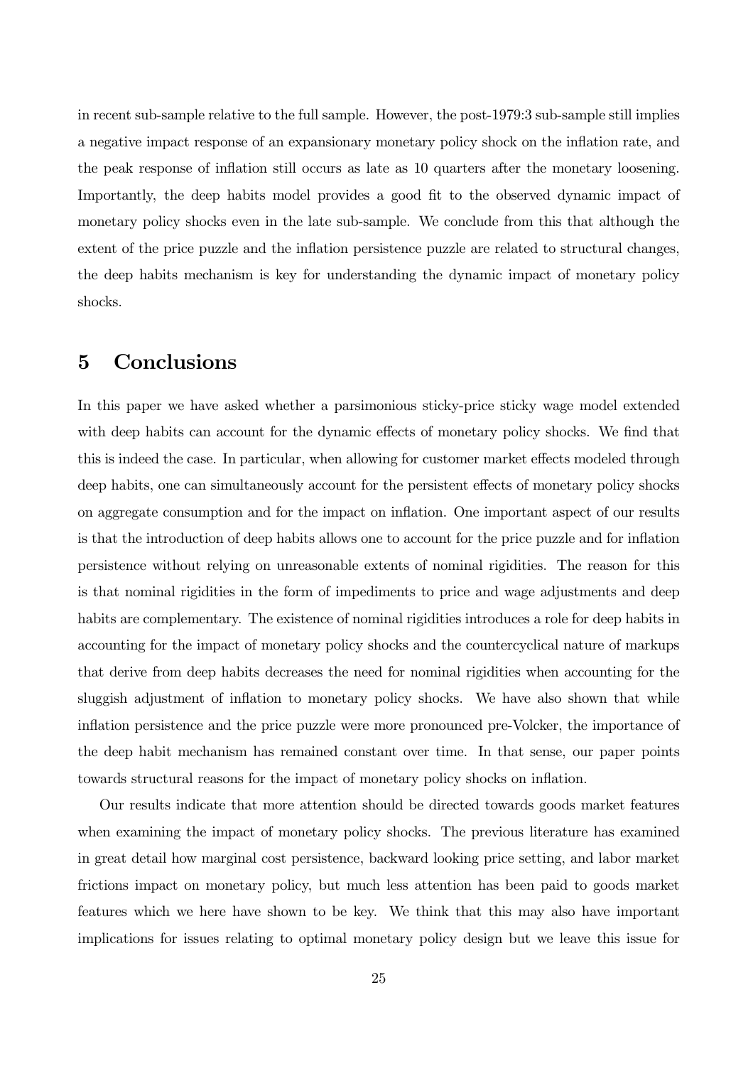in recent sub-sample relative to the full sample. However, the post-1979:3 sub-sample still implies a negative impact response of an expansionary monetary policy shock on the inflation rate, and the peak response of inflation still occurs as late as 10 quarters after the monetary loosening. Importantly, the deep habits model provides a good fit to the observed dynamic impact of monetary policy shocks even in the late sub-sample. We conclude from this that although the extent of the price puzzle and the inflation persistence puzzle are related to structural changes, the deep habits mechanism is key for understanding the dynamic impact of monetary policy shocks.

# 5 Conclusions

In this paper we have asked whether a parsimonious sticky-price sticky wage model extended with deep habits can account for the dynamic effects of monetary policy shocks. We find that this is indeed the case. In particular, when allowing for customer market effects modeled through deep habits, one can simultaneously account for the persistent effects of monetary policy shocks on aggregate consumption and for the impact on inflation. One important aspect of our results is that the introduction of deep habits allows one to account for the price puzzle and for inflation persistence without relying on unreasonable extents of nominal rigidities. The reason for this is that nominal rigidities in the form of impediments to price and wage adjustments and deep habits are complementary. The existence of nominal rigidities introduces a role for deep habits in accounting for the impact of monetary policy shocks and the countercyclical nature of markups that derive from deep habits decreases the need for nominal rigidities when accounting for the sluggish adjustment of inflation to monetary policy shocks. We have also shown that while inflation persistence and the price puzzle were more pronounced pre-Volcker, the importance of the deep habit mechanism has remained constant over time. In that sense, our paper points towards structural reasons for the impact of monetary policy shocks on inflation.

Our results indicate that more attention should be directed towards goods market features when examining the impact of monetary policy shocks. The previous literature has examined in great detail how marginal cost persistence, backward looking price setting, and labor market frictions impact on monetary policy, but much less attention has been paid to goods market features which we here have shown to be key. We think that this may also have important implications for issues relating to optimal monetary policy design but we leave this issue for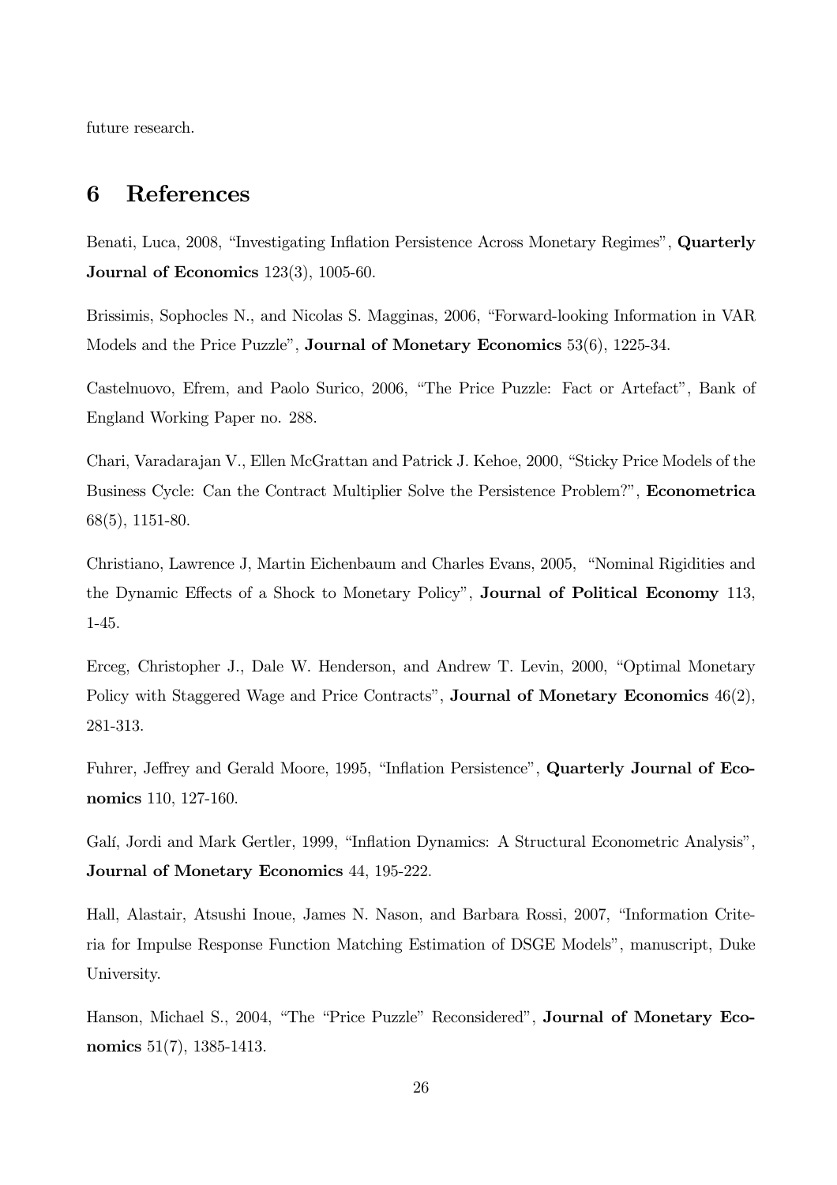future research.

# 6 References

Benati, Luca, 2008, "Investigating Inflation Persistence Across Monetary Regimes", **Quarterly Journal of Economics** 123(3), 1005-60.

Brissimis, Sophocles N., and Nicolas S. Magginas, 2006, "Forward-looking Information in VAR Models and the Price Puzzle", **Journal of Monetary Economics** 53(6), 1225-34.

Castelnuovo, Efrem, and Paolo Surico, 2006, "The Price Puzzle: Fact or Artefact", Bank of England Working Paper no. 288.

Chari, Varadarajan V., Ellen McGrattan and Patrick J. Kehoe, 2000, "Sticky Price Models of the Business Cycle: Can the Contract Multiplier Solve the Persistence Problem?", **Econometrica** 68(5), 1151-80.

Christiano, Lawrence J, Martin Eichenbaum and Charles Evans, 2005, "Nominal Rigidities and the Dynamic Effects of a Shock to Monetary Policy", **Journal of Political Economy** 113, 1-45.

Erceg, Christopher J., Dale W. Henderson, and Andrew T. Levin, 2000, "Optimal Monetary Policy with Staggered Wage and Price Contracts", **Journal of Monetary Economics** 46(2), 281-313.

Fuhrer, Jeffrey and Gerald Moore, 1995, "Inflation Persistence", **Quarterly Journal of Economics** 110, 127-160.

Galí, Jordi and Mark Gertler, 1999, "Inflation Dynamics: A Structural Econometric Analysis", **Journal of Monetary Economics** 44, 195-222.

Hall, Alastair, Atsushi Inoue, James N. Nason, and Barbara Rossi, 2007, "Information Criteria for Impulse Response Function Matching Estimation of DSGE Models", manuscript, Duke University.

Hanson, Michael S., 2004, "The "Price Puzzle" Reconsidered", **Journal of Monetary Economics** 51(7), 1385-1413.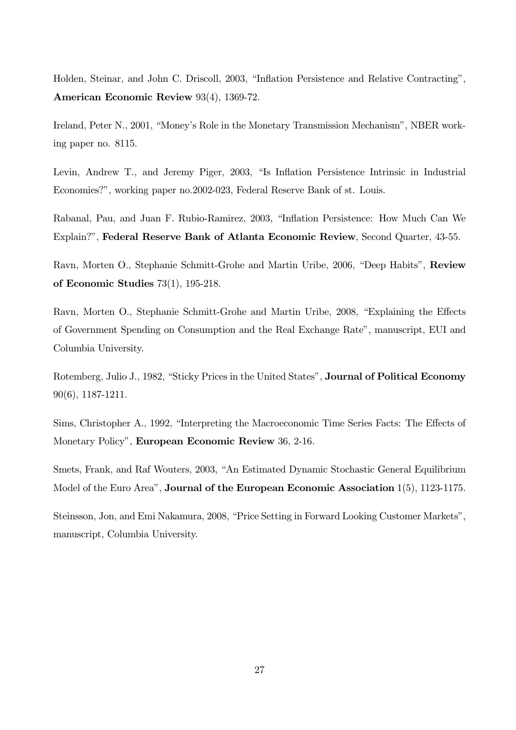Holden, Steinar, and John C. Driscoll, 2003, "Inflation Persistence and Relative Contracting", **American Economic Review** 93(4), 1369-72.

Ireland, Peter N., 2001, "Money's Role in the Monetary Transmission Mechanism", NBER working paper no. 8115.

Levin, Andrew T., and Jeremy Piger, 2003, "Is Inflation Persistence Intrinsic in Industrial Economies?", working paper no.2002-023, Federal Reserve Bank of st. Louis.

Rabanal, Pau, and Juan F. Rubio-Ramirez, 2003, "Inflation Persistence: How Much Can We Explain?", **Federal Reserve Bank of Atlanta Economic Review**, Second Quarter, 43-55.

Ravn, Morten O., Stephanie Schmitt-Grohe and Martin Uribe, 2006, "Deep Habits", **Review of Economic Studies** 73(1), 195-218.

Ravn, Morten O., Stephanie Schmitt-Grohe and Martin Uribe, 2008, "Explaining the Effects of Government Spending on Consumption and the Real Exchange Rate", manuscript, EUI and Columbia University.

Rotemberg, Julio J., 1982, "Sticky Prices in the United States", **Journal of Political Economy** 90(6), 1187-1211.

Sims, Christopher A., 1992, "Interpreting the Macroeconomic Time Series Facts: The Effects of Monetary Policy", **European Economic Review** 36, 2-16.

Smets, Frank, and Raf Wouters, 2003, "An Estimated Dynamic Stochastic General Equilibrium Model of the Euro Area", **Journal of the European Economic Association** 1(5), 1123-1175.

Steinsson, Jon, and Emi Nakamura, 2008, "Price Setting in Forward Looking Customer Markets", manuscript, Columbia University.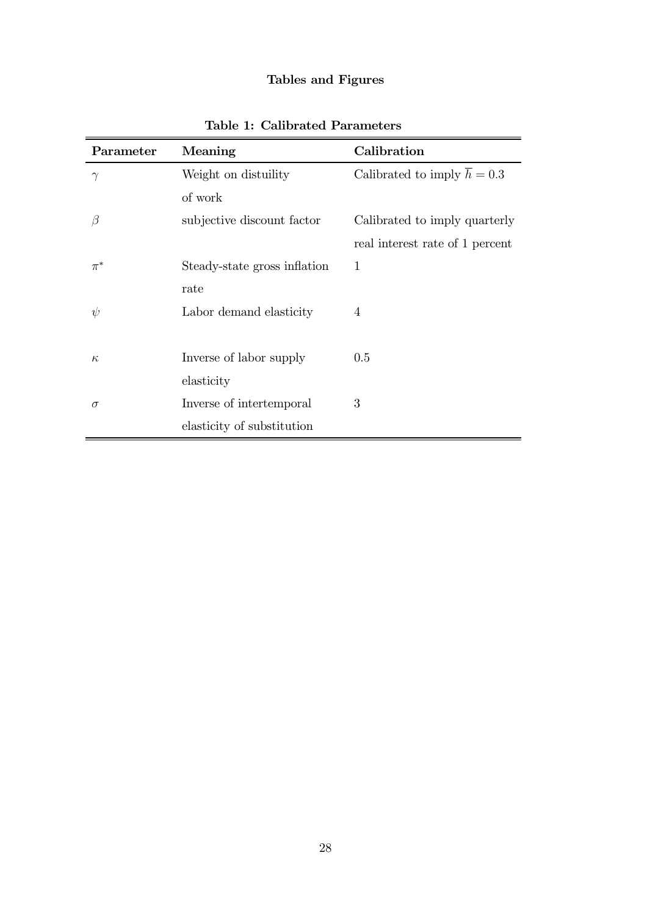# Tables and Figures

**Table 1: Calibrated Parameters**

| Parameter | Meaning | Calibration |
|---|---|---|
| $\gamma$ | Weight on distuility of work | Calibrated to imply $\overline{h} = 0.3$ |
| $\beta$ | subjective discount factor | Calibrated to imply quarterly real interest rate of 1 percent |
| $\pi^*$ | Steady-state gross inflation rate | 1 |
| $\psi$ | Labor demand elasticity | 4 |
| $\kappa$ | Inverse of labor supply elasticity | 0.5 |
| $\sigma$ | Inverse of intertemporal elasticity of substitution | 3 |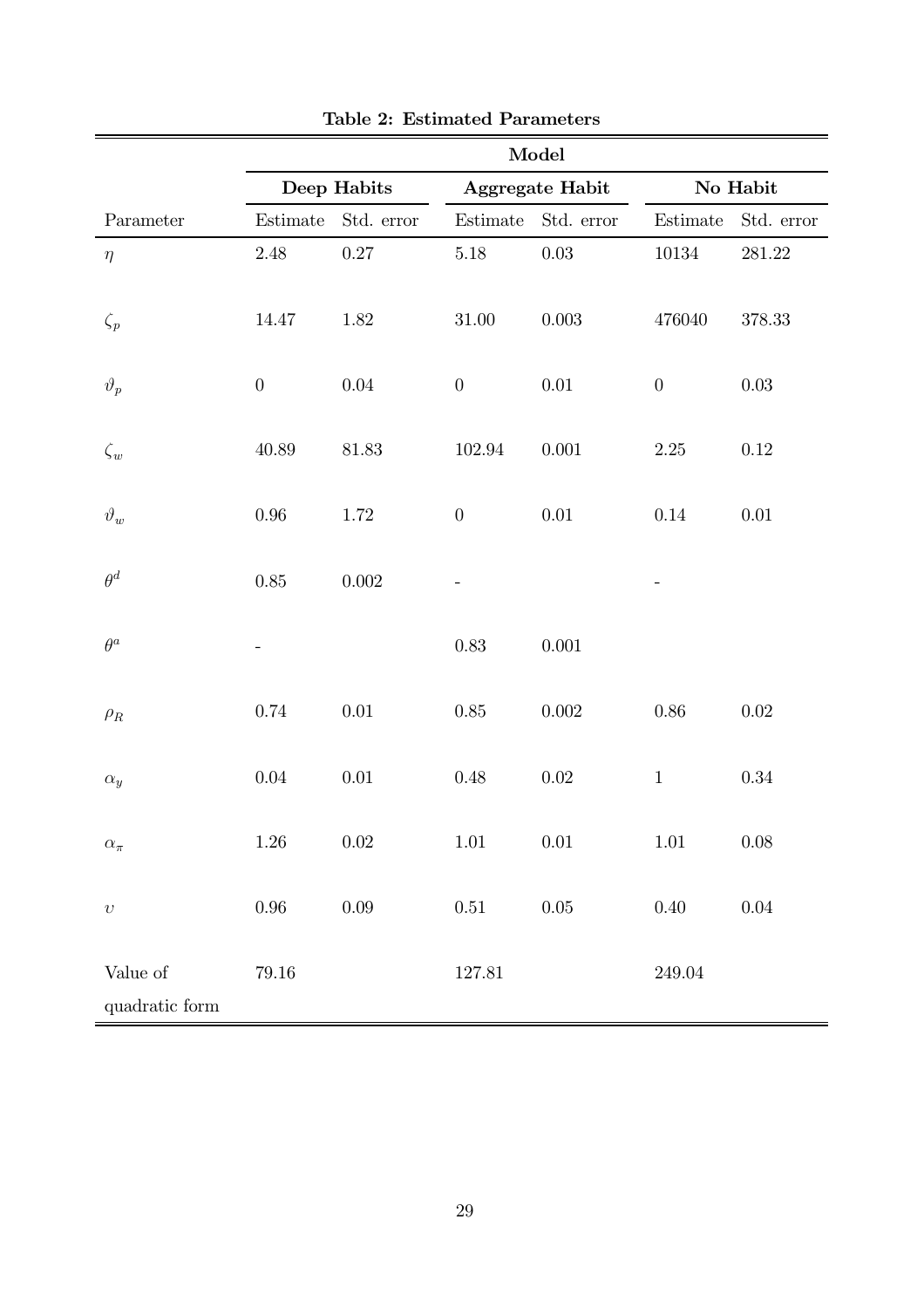**Table 2: Estimated Parameters**

| | Model | | | | | |
|---|---|---|---|---|---|---|
| | **Deep Habits** | | **Aggregate Habit** | | **No Habit** | |
| Parameter | Estimate | Std. error | Estimate | Std. error | Estimate | Std. error |
| $\eta$ | 2.48 | 0.27 | 5.18 | 0.03 | 10134 | 281.22 |
| $\zeta_p$ | 14.47 | 1.82 | 31.00 | 0.003 | 476040 | 378.33 |
| $\vartheta_p$ | 0 | 0.04 | 0 | 0.01 | 0 | 0.03 |
| $\zeta_w$ | 40.89 | 81.83 | 102.94 | 0.001 | 2.25 | 0.12 |
| $\vartheta_w$ | 0.96 | 1.72 | 0 | 0.01 | 0.14 | 0.01 |
| $\theta^d$ | 0.85 | 0.002 | - | | - | |
| $\theta^a$ | - | | 0.83 | 0.001 | | |
| $\rho_R$ | 0.74 | 0.01 | 0.85 | 0.002 | 0.86 | 0.02 |
| $\alpha_y$ | 0.04 | 0.01 | 0.48 | 0.02 | 1 | 0.34 |
| $\alpha_\pi$ | 1.26 | 0.02 | 1.01 | 0.01 | 1.01 | 0.08 |
| $\upsilon$ | 0.96 | 0.09 | 0.51 | 0.05 | 0.40 | 0.04 |
| Value of quadratic form | 79.16 | | 127.81 | | 249.04 | |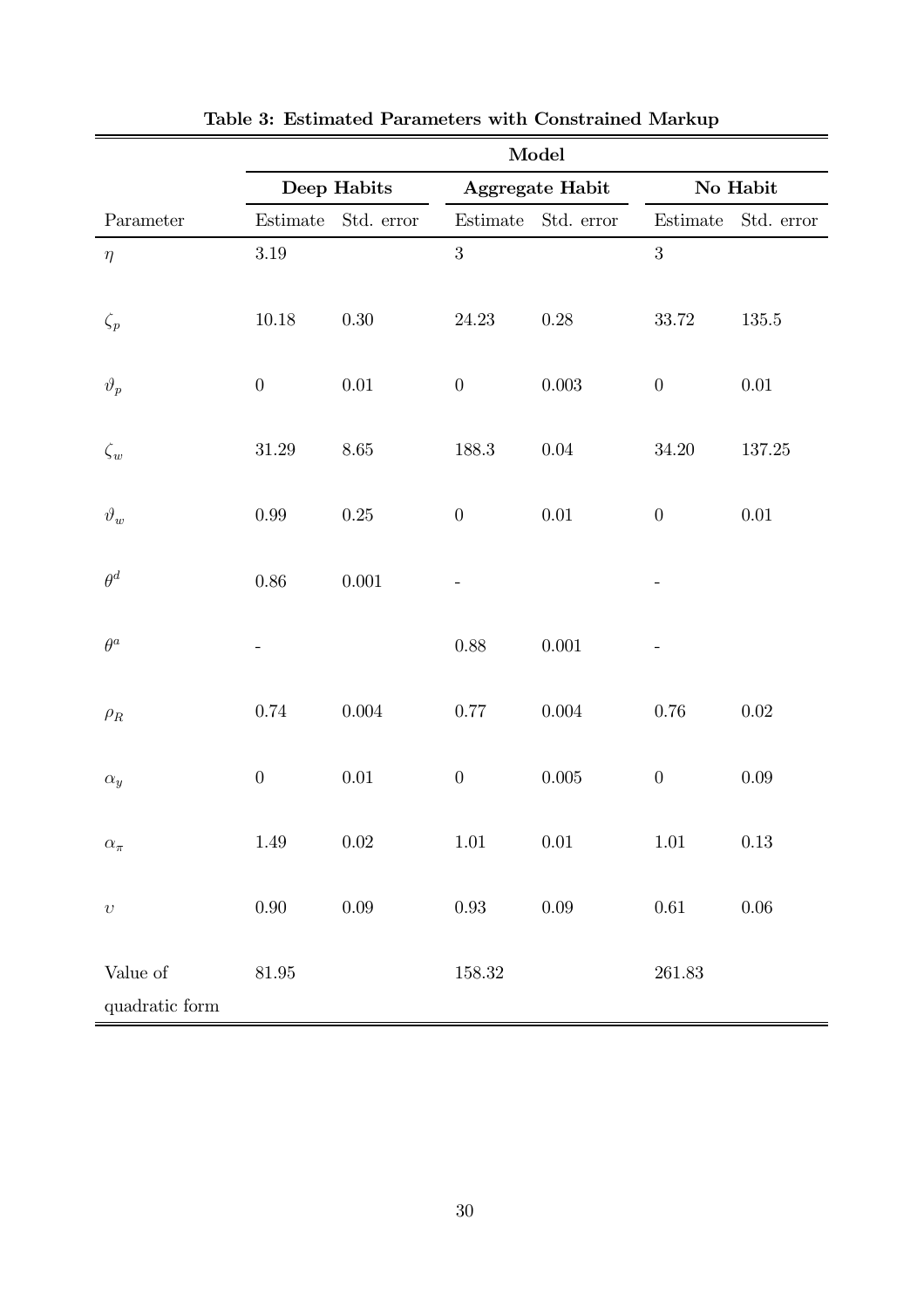**Table 3: Estimated Parameters with Constrained Markup**

| | **Model** | | | | | |
|---|---|---|---|---|---|---|
| | **Deep Habits** | | **Aggregate Habit** | | **No Habit** | |
| Parameter | Estimate | Std. error | Estimate | Std. error | Estimate | Std. error |
| $\eta$ | 3.19 | | 3 | | 3 | |
| $\zeta_p$ | 10.18 | 0.30 | 24.23 | 0.28 | 33.72 | 135.5 |
| $\vartheta_p$ | 0 | 0.01 | 0 | 0.003 | 0 | 0.01 |
| $\zeta_w$ | 31.29 | 8.65 | 188.3 | 0.04 | 34.20 | 137.25 |
| $\vartheta_w$ | 0.99 | 0.25 | 0 | 0.01 | 0 | 0.01 |
| $\theta^d$ | 0.86 | 0.001 | - | | - | |
| $\theta^a$ | - | | 0.88 | 0.001 | - | |
| $\rho_R$ | 0.74 | 0.004 | 0.77 | 0.004 | 0.76 | 0.02 |
| $\alpha_y$ | 0 | 0.01 | 0 | 0.005 | 0 | 0.09 |
| $\alpha_\pi$ | 1.49 | 0.02 | 1.01 | 0.01 | 1.01 | 0.13 |
| $\upsilon$ | 0.90 | 0.09 | 0.93 | 0.09 | 0.61 | 0.06 |
| Value of quadratic form | 81.95 | | 158.32 | | 261.83 | |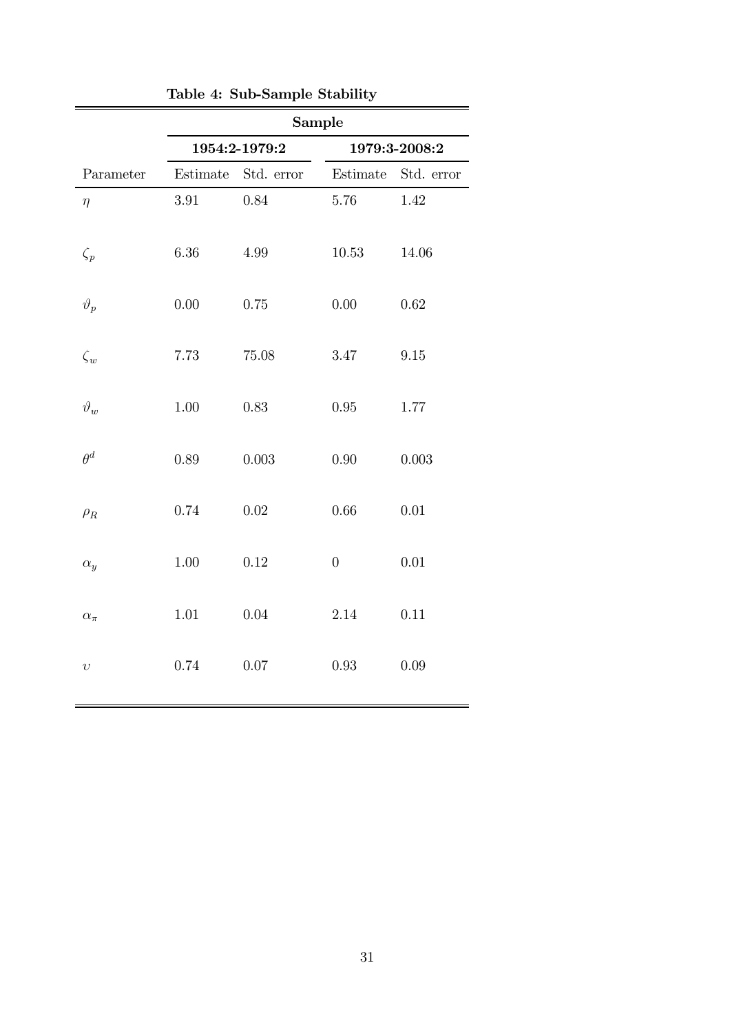**Table 4: Sub-Sample Stability**

| | Sample | | | |
|---|---|---|---|---|
| | 1954:2-1979:2 | | 1979:3-2008:2 | |
| Parameter | Estimate | Std. error | Estimate | Std. error |
| $\eta$ | 3.91 | 0.84 | 5.76 | 1.42 |
| $\zeta_p$ | 6.36 | 4.99 | 10.53 | 14.06 |
| $\vartheta_p$ | 0.00 | 0.75 | 0.00 | 0.62 |
| $\zeta_w$ | 7.73 | 75.08 | 3.47 | 9.15 |
| $\vartheta_w$ | 1.00 | 0.83 | 0.95 | 1.77 |
| $\theta^d$ | 0.89 | 0.003 | 0.90 | 0.003 |
| $\rho_R$ | 0.74 | 0.02 | 0.66 | 0.01 |
| $\alpha_y$ | 1.00 | 0.12 | 0 | 0.01 |
| $\alpha_\pi$ | 1.01 | 0.04 | 2.14 | 0.11 |
| $\upsilon$ | 0.74 | 0.07 | 0.93 | 0.09 |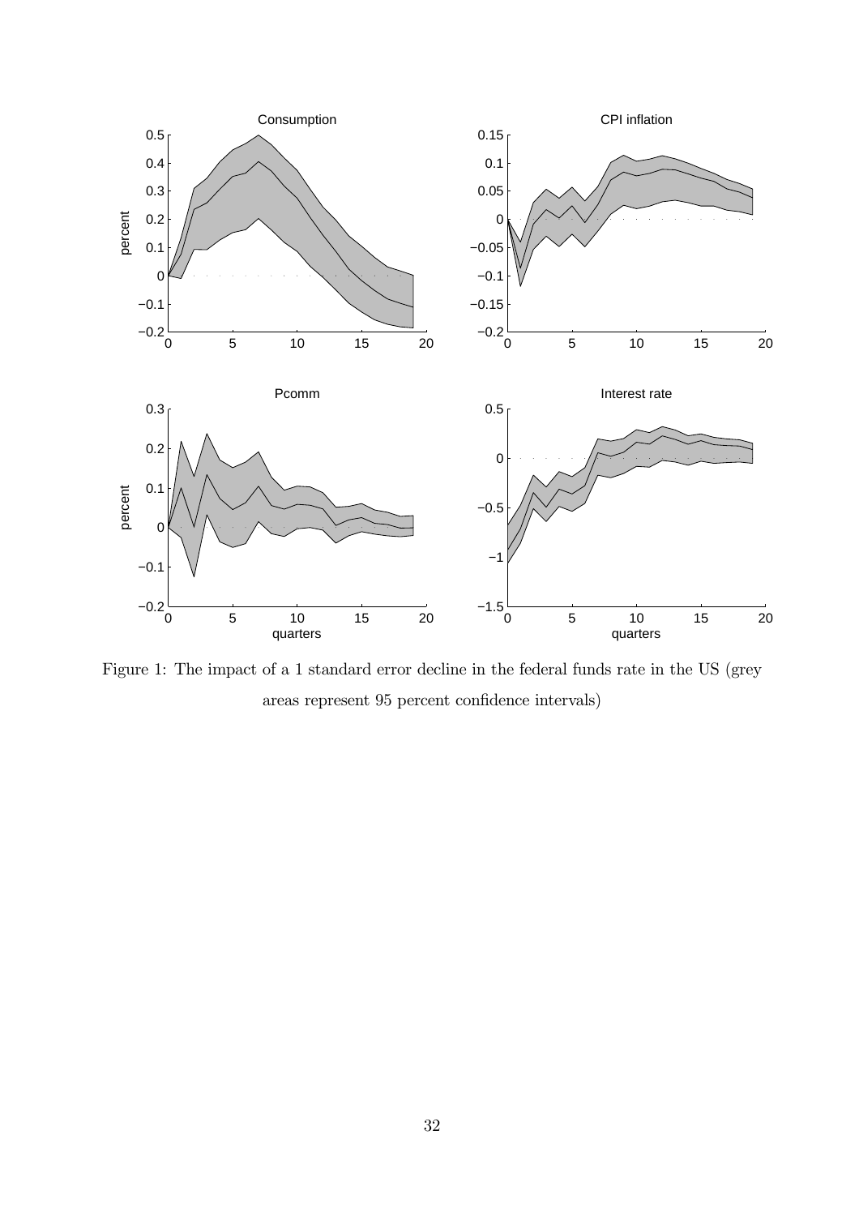Figure 1: The impact of a 1 standard error decline in the federal funds rate in the US (grey areas represent 95 percent confidence intervals)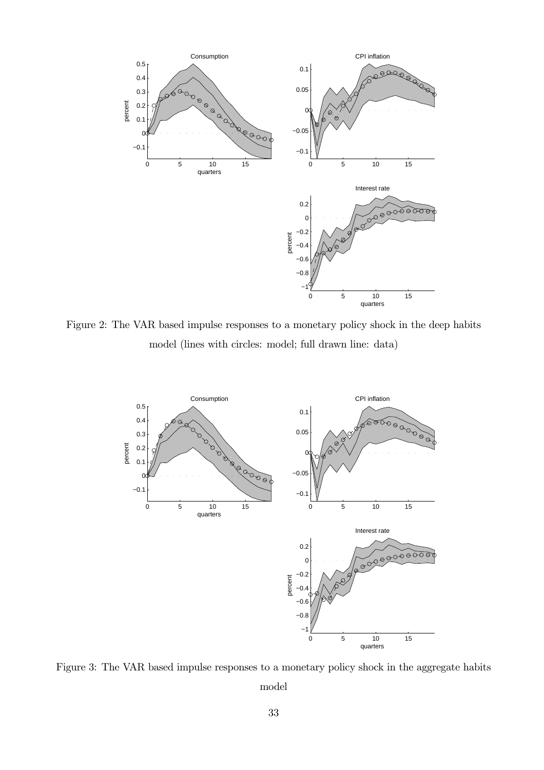Figure 2: The VAR based impulse responses to a monetary policy shock in the deep habits model (lines with circles: model; full drawn line: data)

Figure 3: The VAR based impulse responses to a monetary policy shock in the aggregate habits model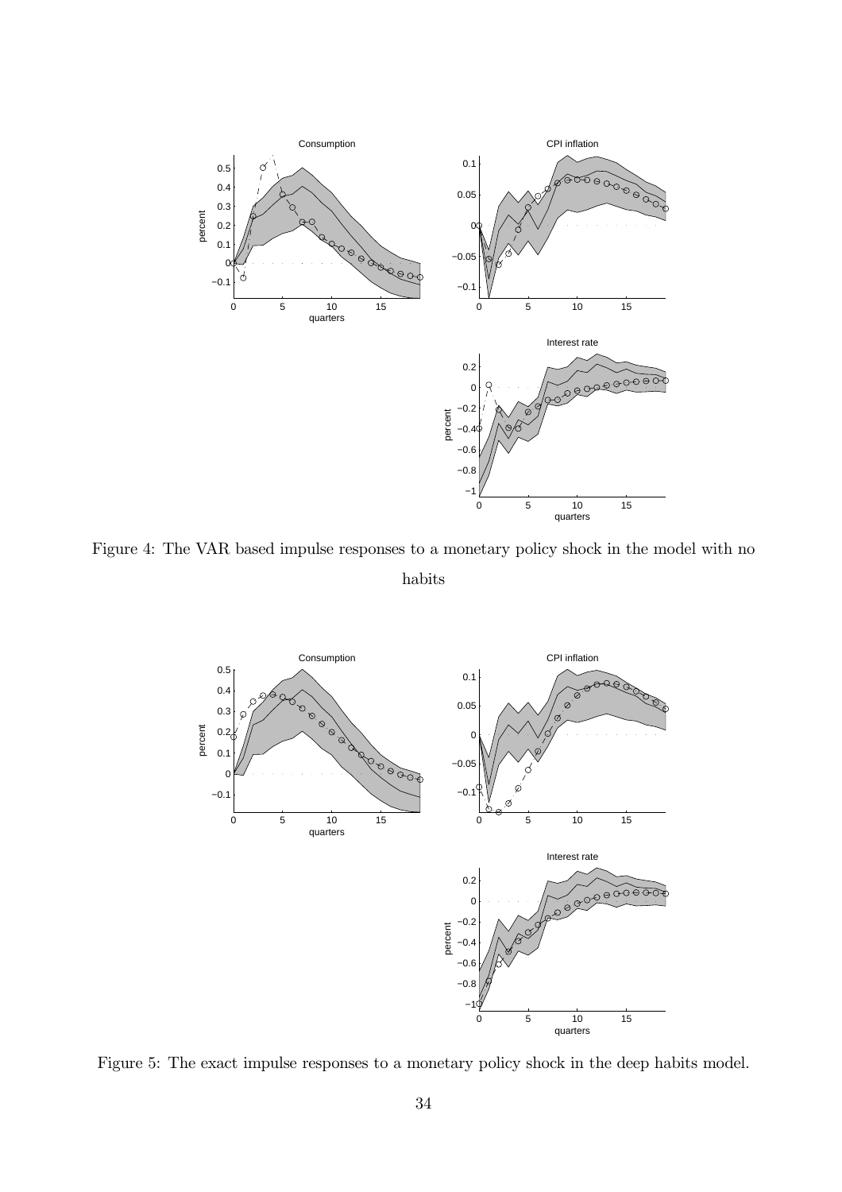Figure 4: The VAR based impulse responses to a monetary policy shock in the model with no habits

Figure 5: The exact impulse responses to a monetary policy shock in the deep habits model.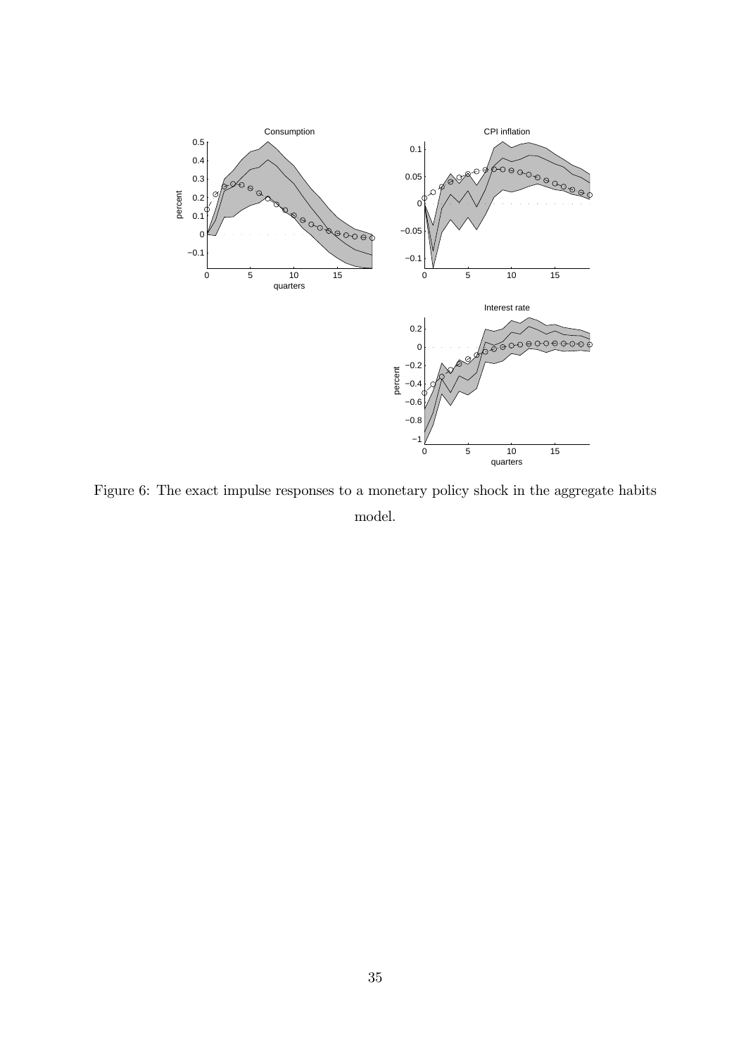Figure 6: The exact impulse responses to a monetary policy shock in the aggregate habits model.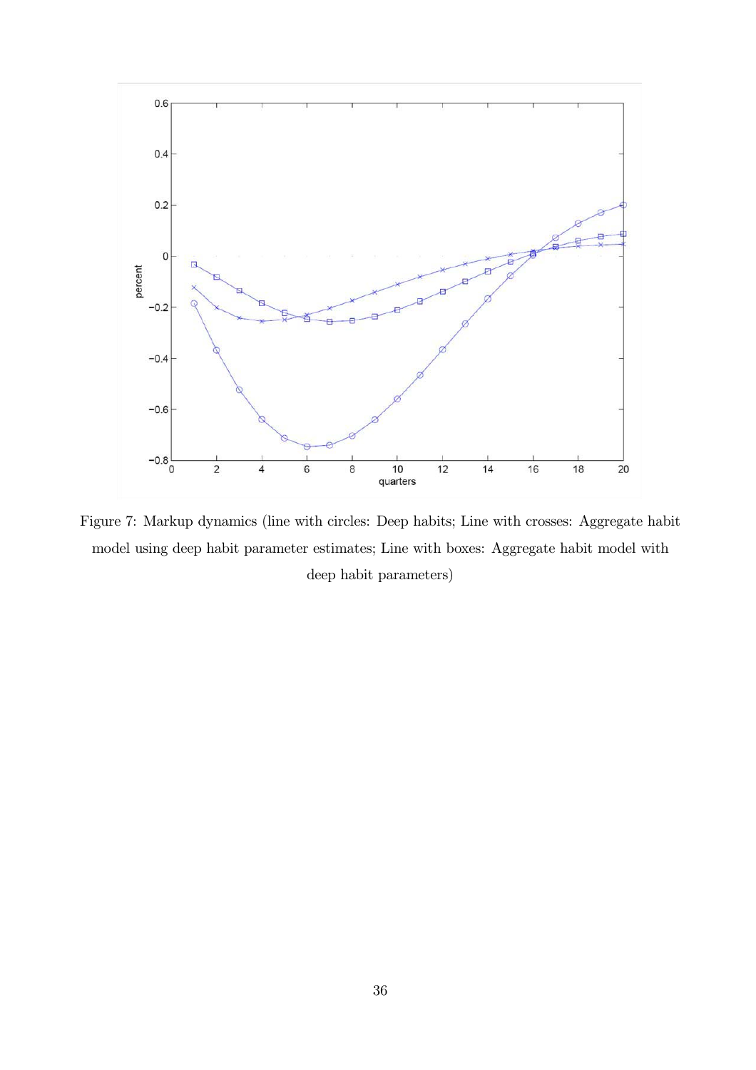Figure 7: Markup dynamics (line with circles: Deep habits; Line with crosses: Aggregate habit model using deep habit parameter estimates; Line with boxes: Aggregate habit model with deep habit parameters)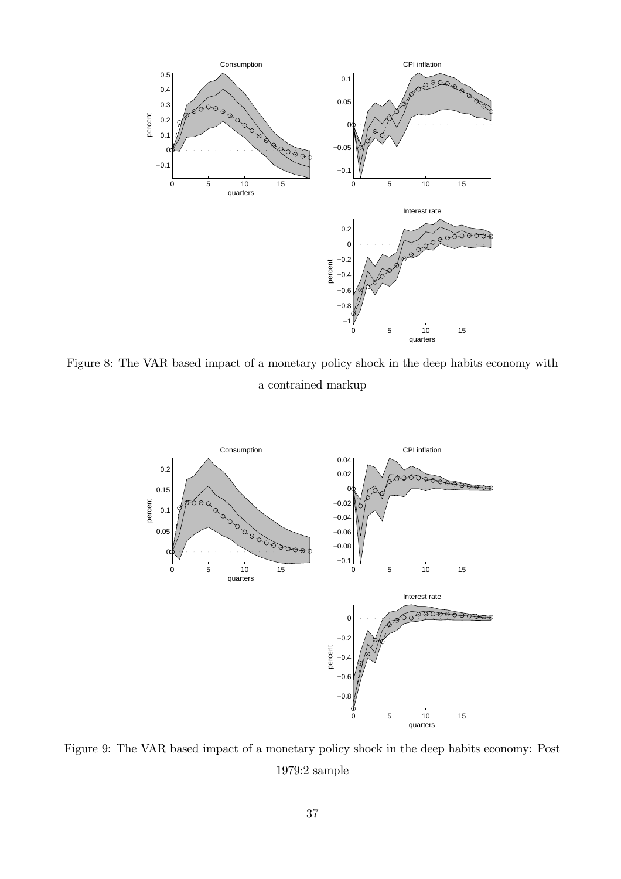Consumption

percent

0.5
0.4
0.3
0.2
0.1
0
−0.1

0
5
10
15

quarters

CPI inflation

0.1
0.05
0
−0.05
−0.1

0
5
10
15

Interest rate

percent

0.2
0
−0.2
−0.4
−0.6
−0.8
−1

0
5
10
15

quarters

Figure 8: The VAR based impact of a monetary policy shock in the deep habits economy with a contrained markup

Consumption

percent

0.2
0.15
0.1
0.05
0

0
5
10
15

quarters

CPI inflation

0.04
0.02
0
−0.02
−0.04
−0.06
−0.08
−0.1

0
5
10
15

Interest rate

percent

0
−0.2
−0.4
−0.6
−0.8

0
5
10
15

quarters

Figure 9: The VAR based impact of a monetary policy shock in the deep habits economy: Post 1979:2 sample